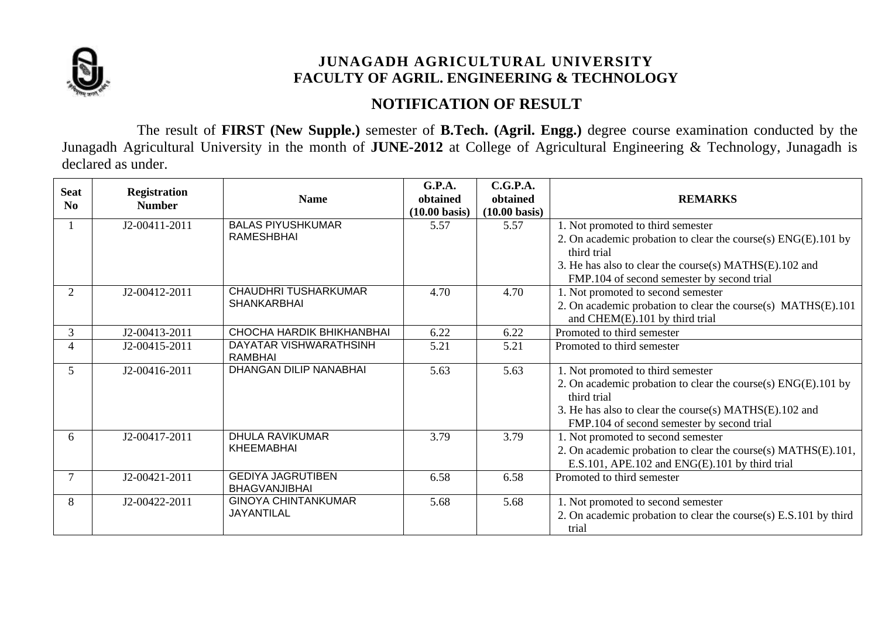# JUNAGADH AGRICULTURAL UNIVERSITY
## FACULTY OF AGRIL. ENGINEERING & TECHNOLOGY

## NOTIFICATION OF RESULT

The result of **FIRST (New Supple.)** semester of **B.Tech. (Agril. Engg.)** degree course examination conducted by the Junagadh Agricultural University in the month of **JUNE-2012** at College of Agricultural Engineering & Technology, Junagadh is declared as under.

| Seat No | Registration Number | Name | G.P.A. obtained (10.00 basis) | C.G.P.A. obtained (10.00 basis) | REMARKS |
|---|---|---|---|---|---|
| 1 | J2-00411-2011 | BALAS PIYUSHKUMAR RAMESHBHAI | 5.57 | 5.57 | 1. Not promoted to third semester<br>2. On academic probation to clear the course(s) ENG(E).101 by third trial<br>3. He has also to clear the course(s) MATHS(E).102 and FMP.104 of second semester by second trial |
| 2 | J2-00412-2011 | CHAUDHRI TUSHARKUMAR SHANKARBHAI | 4.70 | 4.70 | 1. Not promoted to second semester<br>2. On academic probation to clear the course(s) MATHS(E).101 and CHEM(E).101 by third trial |
| 3 | J2-00413-2011 | CHOCHA HARDIK BHIKHANBHAI | 6.22 | 6.22 | Promoted to third semester |
| 4 | J2-00415-2011 | DAYATAR VISHWARATHSINH RAMBHAI | 5.21 | 5.21 | Promoted to third semester |
| 5 | J2-00416-2011 | DHANGAN DILIP NANABHAI | 5.63 | 5.63 | 1. Not promoted to third semester<br>2. On academic probation to clear the course(s) ENG(E).101 by third trial<br>3. He has also to clear the course(s) MATHS(E).102 and FMP.104 of second semester by second trial |
| 6 | J2-00417-2011 | DHULA RAVIKUMAR KHEEMABHAI | 3.79 | 3.79 | 1. Not promoted to second semester<br>2. On academic probation to clear the course(s) MATHS(E).101, E.S.101, APE.102 and ENG(E).101 by third trial |
| 7 | J2-00421-2011 | GEDIYA JAGRUTIBEN BHAGVANJIBHAI | 6.58 | 6.58 | Promoted to third semester |
| 8 | J2-00422-2011 | GINOYA CHINTANKUMAR JAYANTILAL | 5.68 | 5.68 | 1. Not promoted to second semester<br>2. On academic probation to clear the course(s) E.S.101 by third trial |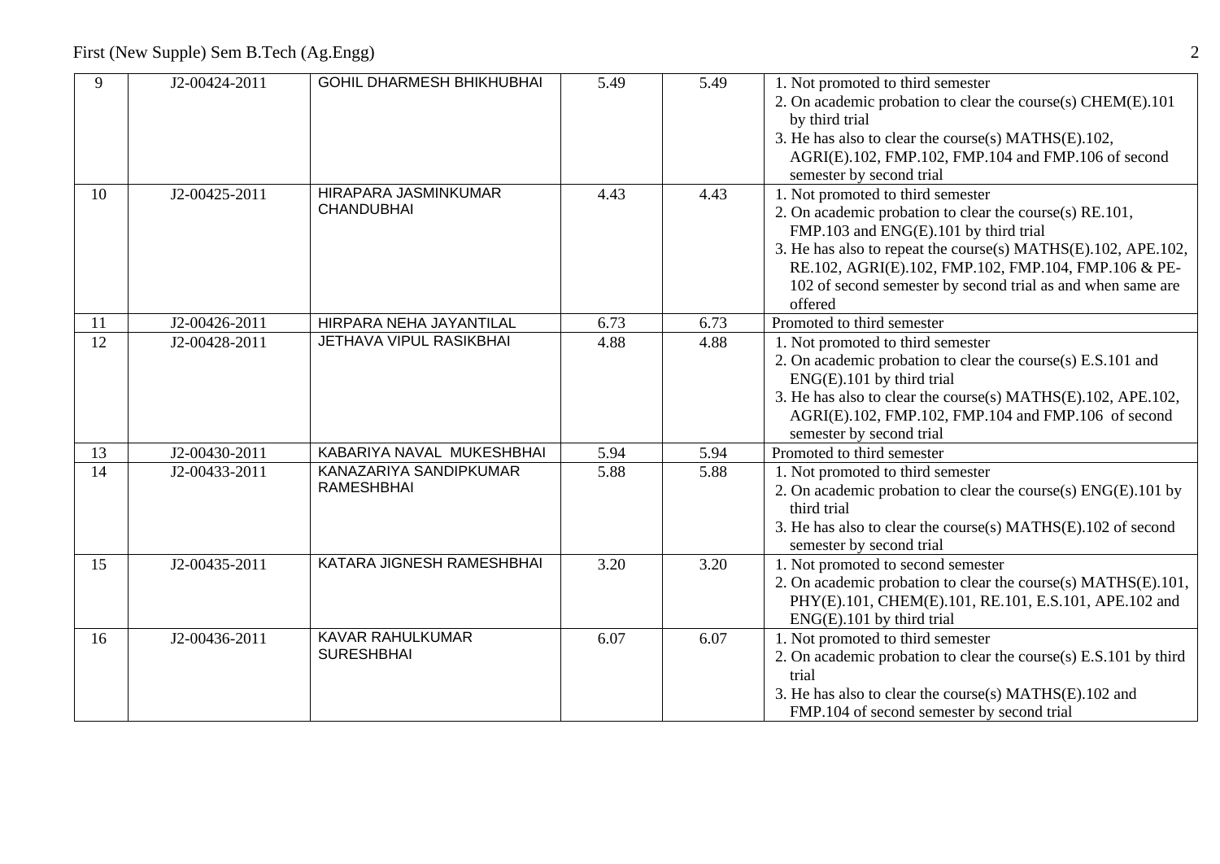| | | | | | |
|---|---|---|---|---|---|
| 9 | J2-00424-2011 | GOHIL DHARMESH BHIKHUBHAI | 5.49 | 5.49 | 1. Not promoted to third semester<br>2. On academic probation to clear the course(s) CHEM(E).101 by third trial<br>3. He has also to clear the course(s) MATHS(E).102, AGRI(E).102, FMP.102, FMP.104 and FMP.106 of second semester by second trial |
| 10 | J2-00425-2011 | HIRAPARA JASMINKUMAR CHANDUBHAI | 4.43 | 4.43 | 1. Not promoted to third semester<br>2. On academic probation to clear the course(s) RE.101, FMP.103 and ENG(E).101 by third trial<br>3. He has also to repeat the course(s) MATHS(E).102, APE.102, RE.102, AGRI(E).102, FMP.102, FMP.104, FMP.106 & PE-102 of second semester by second trial as and when same are offered |
| 11 | J2-00426-2011 | HIRPARA NEHA JAYANTILAL | 6.73 | 6.73 | Promoted to third semester |
| 12 | J2-00428-2011 | JETHAVA VIPUL RASIKBHAI | 4.88 | 4.88 | 1. Not promoted to third semester<br>2. On academic probation to clear the course(s) E.S.101 and ENG(E).101 by third trial<br>3. He has also to clear the course(s) MATHS(E).102, APE.102, AGRI(E).102, FMP.102, FMP.104 and FMP.106 of second semester by second trial |
| 13 | J2-00430-2011 | KABARIYA NAVAL MUKESHBHAI | 5.94 | 5.94 | Promoted to third semester |
| 14 | J2-00433-2011 | KANAZARIYA SANDIPKUMAR RAMESHBHAI | 5.88 | 5.88 | 1. Not promoted to third semester<br>2. On academic probation to clear the course(s) ENG(E).101 by third trial<br>3. He has also to clear the course(s) MATHS(E).102 of second semester by second trial |
| 15 | J2-00435-2011 | KATARA JIGNESH RAMESHBHAI | 3.20 | 3.20 | 1. Not promoted to second semester<br>2. On academic probation to clear the course(s) MATHS(E).101, PHY(E).101, CHEM(E).101, RE.101, E.S.101, APE.102 and ENG(E).101 by third trial |
| 16 | J2-00436-2011 | KAVAR RAHULKUMAR SURESHBHAI | 6.07 | 6.07 | 1. Not promoted to third semester<br>2. On academic probation to clear the course(s) E.S.101 by third trial<br>3. He has also to clear the course(s) MATHS(E).102 and FMP.104 of second semester by second trial |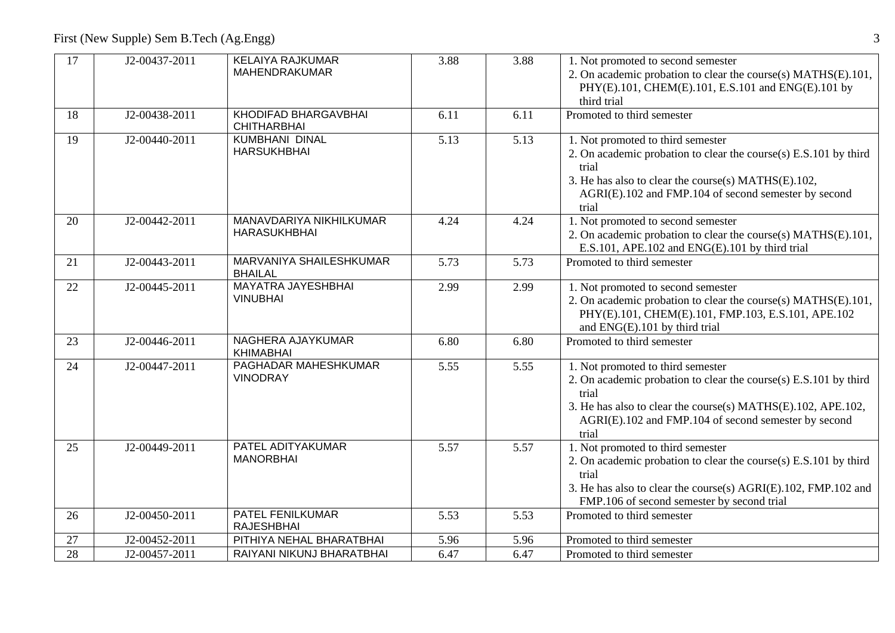| | | | | | |
|---|---|---|---|---|---|
| 17 | J2-00437-2011 | KELAIYA RAJKUMAR MAHENDRAKUMAR | 3.88 | 3.88 | 1. Not promoted to second semester<br>2. On academic probation to clear the course(s) MATHS(E).101, PHY(E).101, CHEM(E).101, E.S.101 and ENG(E).101 by third trial |
| 18 | J2-00438-2011 | KHODIFAD BHARGAVBHAI CHITHARBHAI | 6.11 | 6.11 | Promoted to third semester |
| 19 | J2-00440-2011 | KUMBHANI DINAL HARSUKHBHAI | 5.13 | 5.13 | 1. Not promoted to third semester<br>2. On academic probation to clear the course(s) E.S.101 by third trial<br>3. He has also to clear the course(s) MATHS(E).102, AGRI(E).102 and FMP.104 of second semester by second trial |
| 20 | J2-00442-2011 | MANAVDARIYA NIKHILKUMAR HARASUKHBHAI | 4.24 | 4.24 | 1. Not promoted to second semester<br>2. On academic probation to clear the course(s) MATHS(E).101, E.S.101, APE.102 and ENG(E).101 by third trial |
| 21 | J2-00443-2011 | MARVANIYA SHAILESHKUMAR BHAILAL | 5.73 | 5.73 | Promoted to third semester |
| 22 | J2-00445-2011 | MAYATRA JAYESHBHAI VINUBHAI | 2.99 | 2.99 | 1. Not promoted to second semester<br>2. On academic probation to clear the course(s) MATHS(E).101, PHY(E).101, CHEM(E).101, FMP.103, E.S.101, APE.102 and ENG(E).101 by third trial |
| 23 | J2-00446-2011 | NAGHERA AJAYKUMAR KHIMABHAI | 6.80 | 6.80 | Promoted to third semester |
| 24 | J2-00447-2011 | PAGHADAR MAHESHKUMAR VINODRAY | 5.55 | 5.55 | 1. Not promoted to third semester<br>2. On academic probation to clear the course(s) E.S.101 by third trial<br>3. He has also to clear the course(s) MATHS(E).102, APE.102, AGRI(E).102 and FMP.104 of second semester by second trial |
| 25 | J2-00449-2011 | PATEL ADITYAKUMAR MANORBHAI | 5.57 | 5.57 | 1. Not promoted to third semester<br>2. On academic probation to clear the course(s) E.S.101 by third trial<br>3. He has also to clear the course(s) AGRI(E).102, FMP.102 and FMP.106 of second semester by second trial |
| 26 | J2-00450-2011 | PATEL FENILKUMAR RAJESHBHAI | 5.53 | 5.53 | Promoted to third semester |
| 27 | J2-00452-2011 | PITHIYA NEHAL BHARATBHAI | 5.96 | 5.96 | Promoted to third semester |
| 28 | J2-00457-2011 | RAIYANI NIKUNJ BHARATBHAI | 6.47 | 6.47 | Promoted to third semester |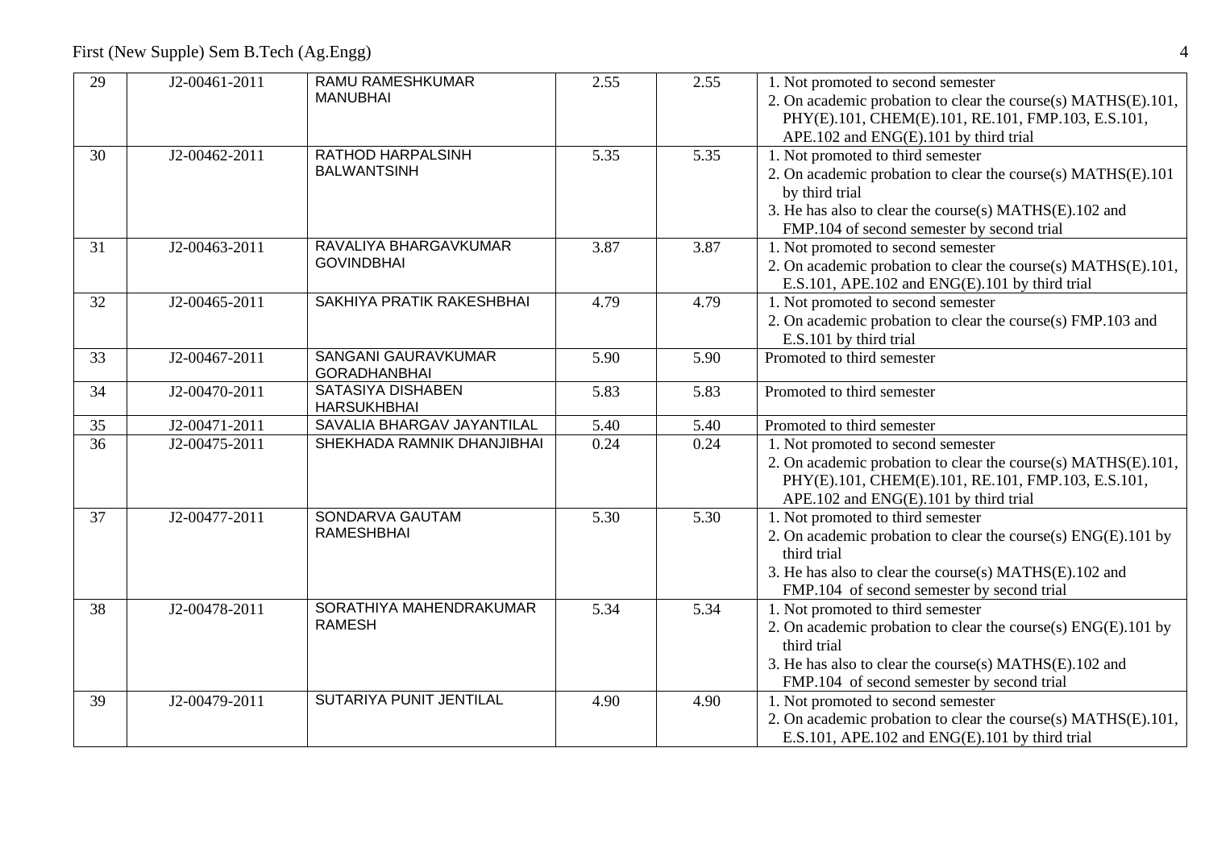| | | | | | |
|---|---|---|---|---|---|
| 29 | J2-00461-2011 | RAMU RAMESHKUMAR MANUBHAI | 2.55 | 2.55 | 1. Not promoted to second semester<br>2. On academic probation to clear the course(s) MATHS(E).101, PHY(E).101, CHEM(E).101, RE.101, FMP.103, E.S.101, APE.102 and ENG(E).101 by third trial |
| 30 | J2-00462-2011 | RATHOD HARPALSINH BALWANTSINH | 5.35 | 5.35 | 1. Not promoted to third semester<br>2. On academic probation to clear the course(s) MATHS(E).101 by third trial<br>3. He has also to clear the course(s) MATHS(E).102 and FMP.104 of second semester by second trial |
| 31 | J2-00463-2011 | RAVALIYA BHARGAVKUMAR GOVINDBHAI | 3.87 | 3.87 | 1. Not promoted to second semester<br>2. On academic probation to clear the course(s) MATHS(E).101, E.S.101, APE.102 and ENG(E).101 by third trial |
| 32 | J2-00465-2011 | SAKHIYA PRATIK RAKESHBHAI | 4.79 | 4.79 | 1. Not promoted to second semester<br>2. On academic probation to clear the course(s) FMP.103 and E.S.101 by third trial |
| 33 | J2-00467-2011 | SANGANI GAURAVKUMAR GORADHANBHAI | 5.90 | 5.90 | Promoted to third semester |
| 34 | J2-00470-2011 | SATASIYA DISHABEN HARSUKHBHAI | 5.83 | 5.83 | Promoted to third semester |
| 35 | J2-00471-2011 | SAVALIA BHARGAV JAYANTILAL | 5.40 | 5.40 | Promoted to third semester |
| 36 | J2-00475-2011 | SHEKHADA RAMNIK DHANJIBHAI | 0.24 | 0.24 | 1. Not promoted to second semester<br>2. On academic probation to clear the course(s) MATHS(E).101, PHY(E).101, CHEM(E).101, RE.101, FMP.103, E.S.101, APE.102 and ENG(E).101 by third trial |
| 37 | J2-00477-2011 | SONDARVA GAUTAM RAMESHBHAI | 5.30 | 5.30 | 1. Not promoted to third semester<br>2. On academic probation to clear the course(s) ENG(E).101 by third trial<br>3. He has also to clear the course(s) MATHS(E).102 and FMP.104 of second semester by second trial |
| 38 | J2-00478-2011 | SORATHIYA MAHENDRAKUMAR RAMESH | 5.34 | 5.34 | 1. Not promoted to third semester<br>2. On academic probation to clear the course(s) ENG(E).101 by third trial<br>3. He has also to clear the course(s) MATHS(E).102 and FMP.104 of second semester by second trial |
| 39 | J2-00479-2011 | SUTARIYA PUNIT JENTILAL | 4.90 | 4.90 | 1. Not promoted to second semester<br>2. On academic probation to clear the course(s) MATHS(E).101, E.S.101, APE.102 and ENG(E).101 by third trial |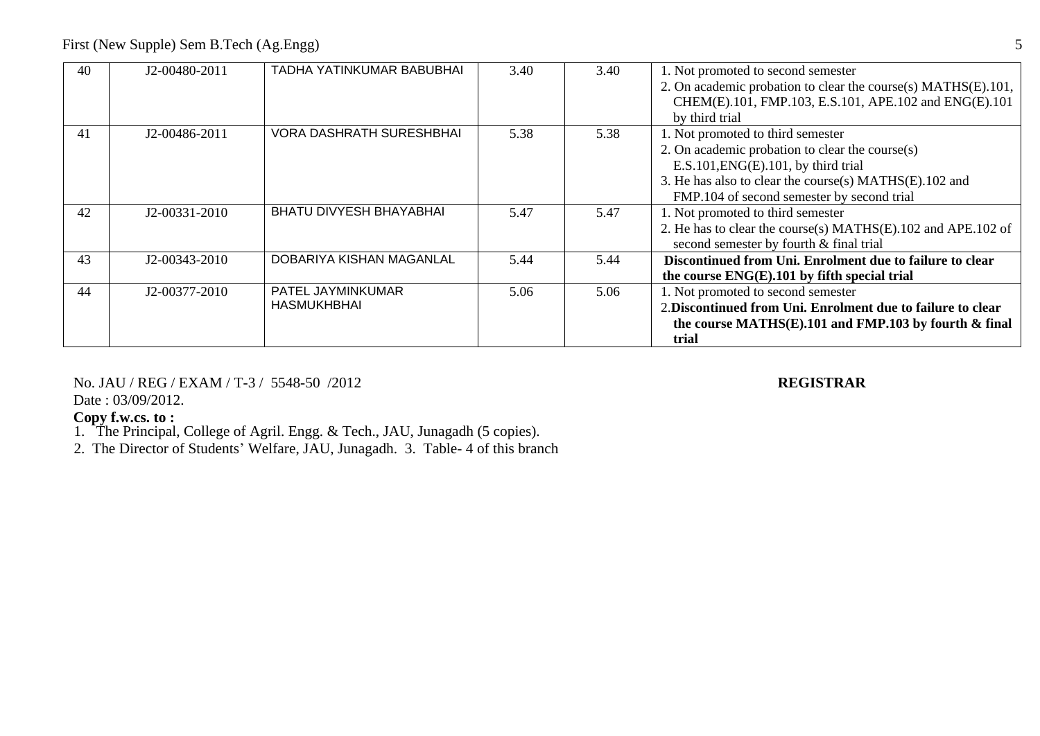| | | | | | |
|---|---|---|---|---|---|
| 40 | J2-00480-2011 | TADHA YATINKUMAR BABUBHAI | 3.40 | 3.40 | 1. Not promoted to second semester<br>2. On academic probation to clear the course(s) MATHS(E).101, CHEM(E).101, FMP.103, E.S.101, APE.102 and ENG(E).101 by third trial |
| 41 | J2-00486-2011 | VORA DASHRATH SURESHBHAI | 5.38 | 5.38 | 1. Not promoted to third semester<br>2. On academic probation to clear the course(s) E.S.101,ENG(E).101, by third trial<br>3. He has also to clear the course(s) MATHS(E).102 and FMP.104 of second semester by second trial |
| 42 | J2-00331-2010 | BHATU DIVYESH BHAYABHAI | 5.47 | 5.47 | 1. Not promoted to third semester<br>2. He has to clear the course(s) MATHS(E).102 and APE.102 of second semester by fourth & final trial |
| 43 | J2-00343-2010 | DOBARIYA KISHAN MAGANLAL | 5.44 | 5.44 | **Discontinued from Uni. Enrolment due to failure to clear the course ENG(E).101 by fifth special trial** |
| 44 | J2-00377-2010 | PATEL JAYMINKUMAR HASMUKHBHAI | 5.06 | 5.06 | 1. Not promoted to second semester<br>2.**Discontinued from Uni. Enrolment due to failure to clear the course MATHS(E).101 and FMP.103 by fourth & final trial** |

No. JAU / REG / EXAM / T-3 / 5548-50 /2012

Date : 03/09/2012.

**REGISTRAR**

**Copy f.w.cs. to :**

1. The Principal, College of Agril. Engg. & Tech., JAU, Junagadh (5 copies).
2. The Director of Students' Welfare, JAU, Junagadh.
3. Table- 4 of this branch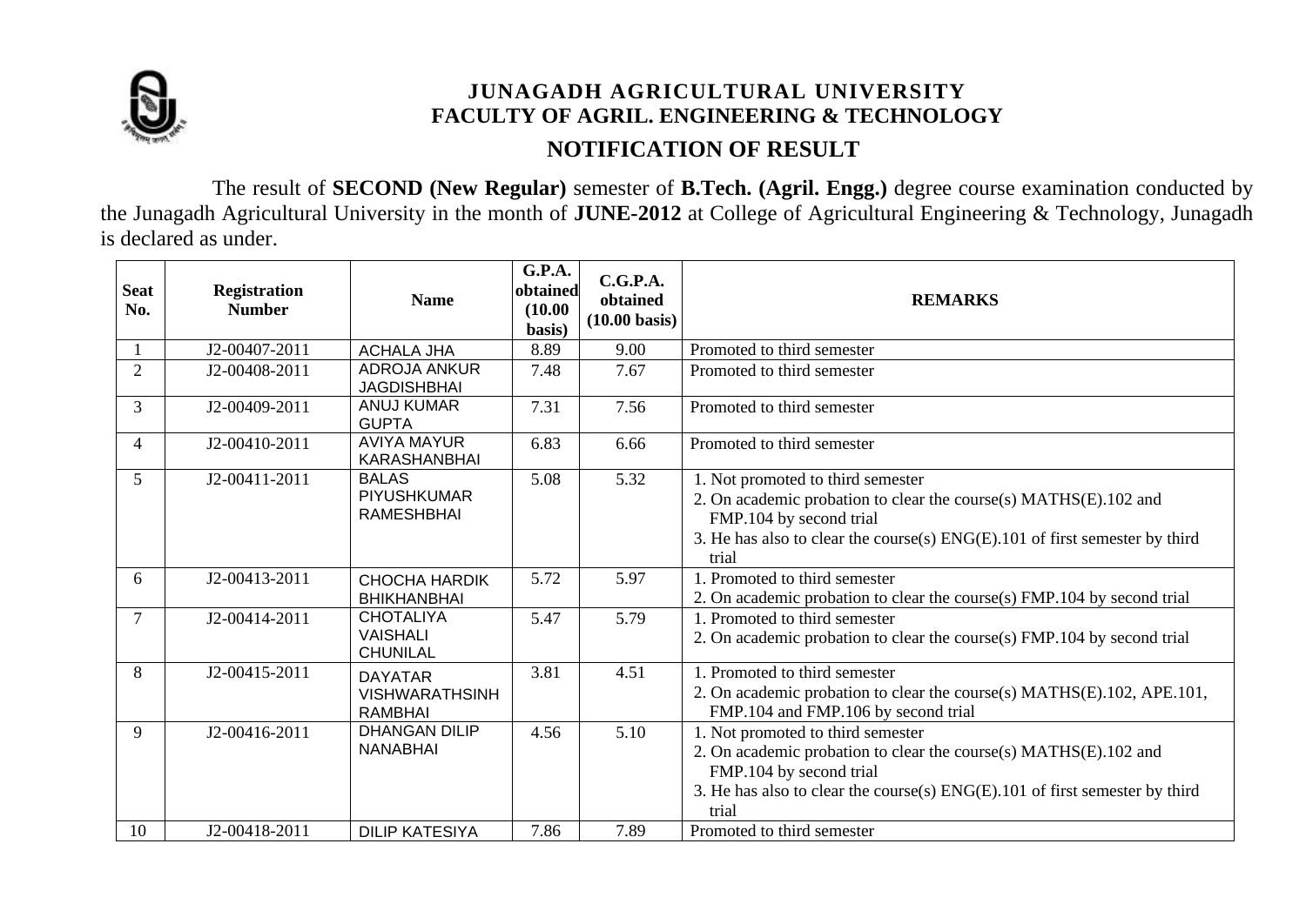# JUNAGADH AGRICULTURAL UNIVERSITY
## FACULTY OF AGRIL. ENGINEERING & TECHNOLOGY
## NOTIFICATION OF RESULT

The result of **SECOND (New Regular)** semester of **B.Tech. (Agril. Engg.)** degree course examination conducted by the Junagadh Agricultural University in the month of **JUNE-2012** at College of Agricultural Engineering & Technology, Junagadh is declared as under.

| Seat No. | Registration Number | Name | G.P.A. obtained (10.00 basis) | C.G.P.A. obtained (10.00 basis) | REMARKS |
|---|---|---|---|---|---|
| 1 | J2-00407-2011 | ACHALA JHA | 8.89 | 9.00 | Promoted to third semester |
| 2 | J2-00408-2011 | ADROJA ANKUR JAGDISHBHAI | 7.48 | 7.67 | Promoted to third semester |
| 3 | J2-00409-2011 | ANUJ KUMAR GUPTA | 7.31 | 7.56 | Promoted to third semester |
| 4 | J2-00410-2011 | AVIYA MAYUR KARASHANBHAI | 6.83 | 6.66 | Promoted to third semester |
| 5 | J2-00411-2011 | BALAS PIYUSHKUMAR RAMESHBHAI | 5.08 | 5.32 | 1. Not promoted to third semester<br>2. On academic probation to clear the course(s) MATHS(E).102 and FMP.104 by second trial<br>3. He has also to clear the course(s) ENG(E).101 of first semester by third trial |
| 6 | J2-00413-2011 | CHOCHA HARDIK BHIKHANBHAI | 5.72 | 5.97 | 1. Promoted to third semester<br>2. On academic probation to clear the course(s) FMP.104 by second trial |
| 7 | J2-00414-2011 | CHOTALIYA VAISHALI CHUNILAL | 5.47 | 5.79 | 1. Promoted to third semester<br>2. On academic probation to clear the course(s) FMP.104 by second trial |
| 8 | J2-00415-2011 | DAYATAR VISHWARATHSINH RAMBHAI | 3.81 | 4.51 | 1. Promoted to third semester<br>2. On academic probation to clear the course(s) MATHS(E).102, APE.101, FMP.104 and FMP.106 by second trial |
| 9 | J2-00416-2011 | DHANGAN DILIP NANABHAI | 4.56 | 5.10 | 1. Not promoted to third semester<br>2. On academic probation to clear the course(s) MATHS(E).102 and FMP.104 by second trial<br>3. He has also to clear the course(s) ENG(E).101 of first semester by third trial |
| 10 | J2-00418-2011 | DILIP KATESIYA | 7.86 | 7.89 | Promoted to third semester |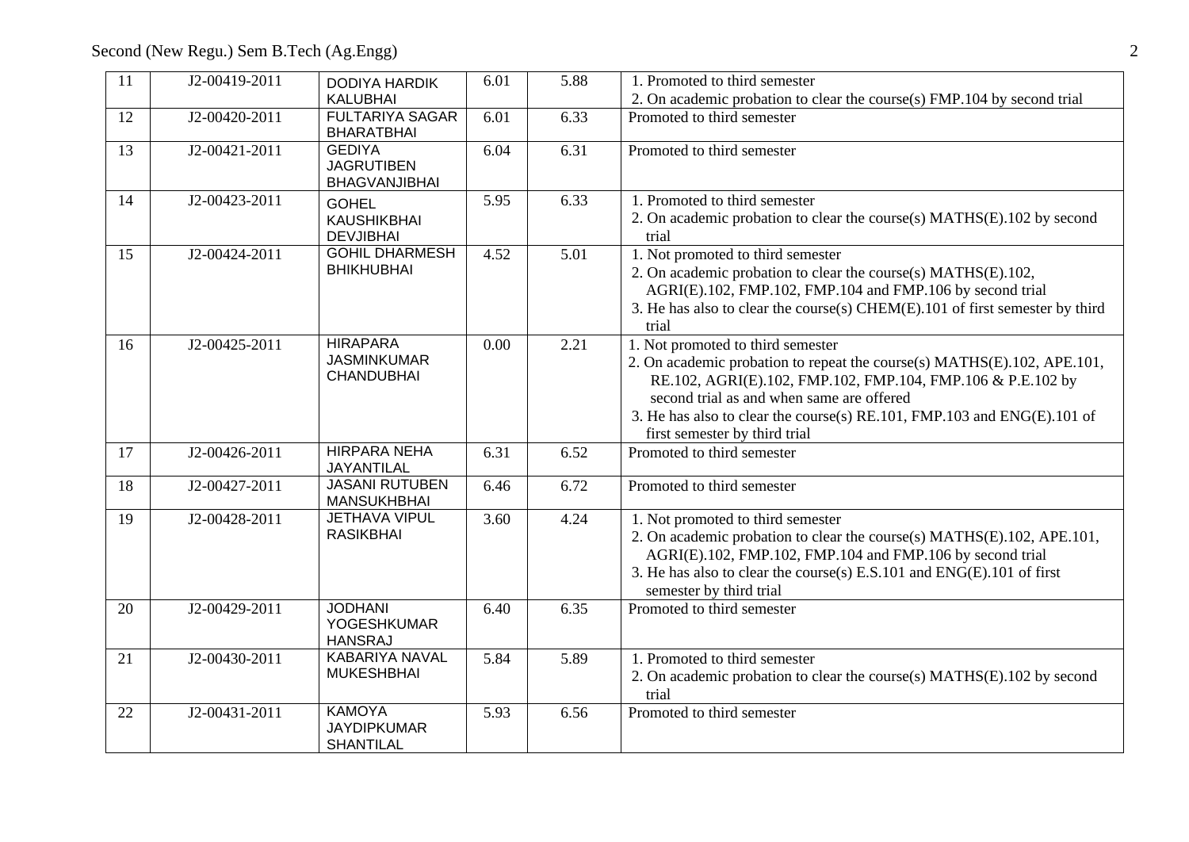| | | | | | |
|---|---|---|---|---|---|
| 11 | J2-00419-2011 | DODIYA HARDIK KALUBHAI | 6.01 | 5.88 | 1. Promoted to third semester<br>2. On academic probation to clear the course(s) FMP.104 by second trial |
| 12 | J2-00420-2011 | FULTARIYA SAGAR BHARATBHAI | 6.01 | 6.33 | Promoted to third semester |
| 13 | J2-00421-2011 | GEDIYA JAGRUTIBEN BHAGVANJIBHAI | 6.04 | 6.31 | Promoted to third semester |
| 14 | J2-00423-2011 | GOHEL KAUSHIKBHAI DEVJIBHAI | 5.95 | 6.33 | 1. Promoted to third semester<br>2. On academic probation to clear the course(s) MATHS(E).102 by second trial |
| 15 | J2-00424-2011 | GOHIL DHARMESH BHIKHUBHAI | 4.52 | 5.01 | 1. Not promoted to third semester<br>2. On academic probation to clear the course(s) MATHS(E).102, AGRI(E).102, FMP.102, FMP.104 and FMP.106 by second trial<br>3. He has also to clear the course(s) CHEM(E).101 of first semester by third trial |
| 16 | J2-00425-2011 | HIRAPARA JASMINKUMAR CHANDUBHAI | 0.00 | 2.21 | 1. Not promoted to third semester<br>2. On academic probation to repeat the course(s) MATHS(E).102, APE.101, RE.102, AGRI(E).102, FMP.102, FMP.104, FMP.106 & P.E.102 by second trial as and when same are offered<br>3. He has also to clear the course(s) RE.101, FMP.103 and ENG(E).101 of first semester by third trial |
| 17 | J2-00426-2011 | HIRPARA NEHA JAYANTILAL | 6.31 | 6.52 | Promoted to third semester |
| 18 | J2-00427-2011 | JASANI RUTUBEN MANSUKHBHAI | 6.46 | 6.72 | Promoted to third semester |
| 19 | J2-00428-2011 | JETHAVA VIPUL RASIKBHAI | 3.60 | 4.24 | 1. Not promoted to third semester<br>2. On academic probation to clear the course(s) MATHS(E).102, APE.101, AGRI(E).102, FMP.102, FMP.104 and FMP.106 by second trial<br>3. He has also to clear the course(s) E.S.101 and ENG(E).101 of first semester by third trial |
| 20 | J2-00429-2011 | JODHANI YOGESHKUMAR HANSRAJ | 6.40 | 6.35 | Promoted to third semester |
| 21 | J2-00430-2011 | KABARIYA NAVAL MUKESHBHAI | 5.84 | 5.89 | 1. Promoted to third semester<br>2. On academic probation to clear the course(s) MATHS(E).102 by second trial |
| 22 | J2-00431-2011 | KAMOYA JAYDIPKUMAR SHANTILAL | 5.93 | 6.56 | Promoted to third semester |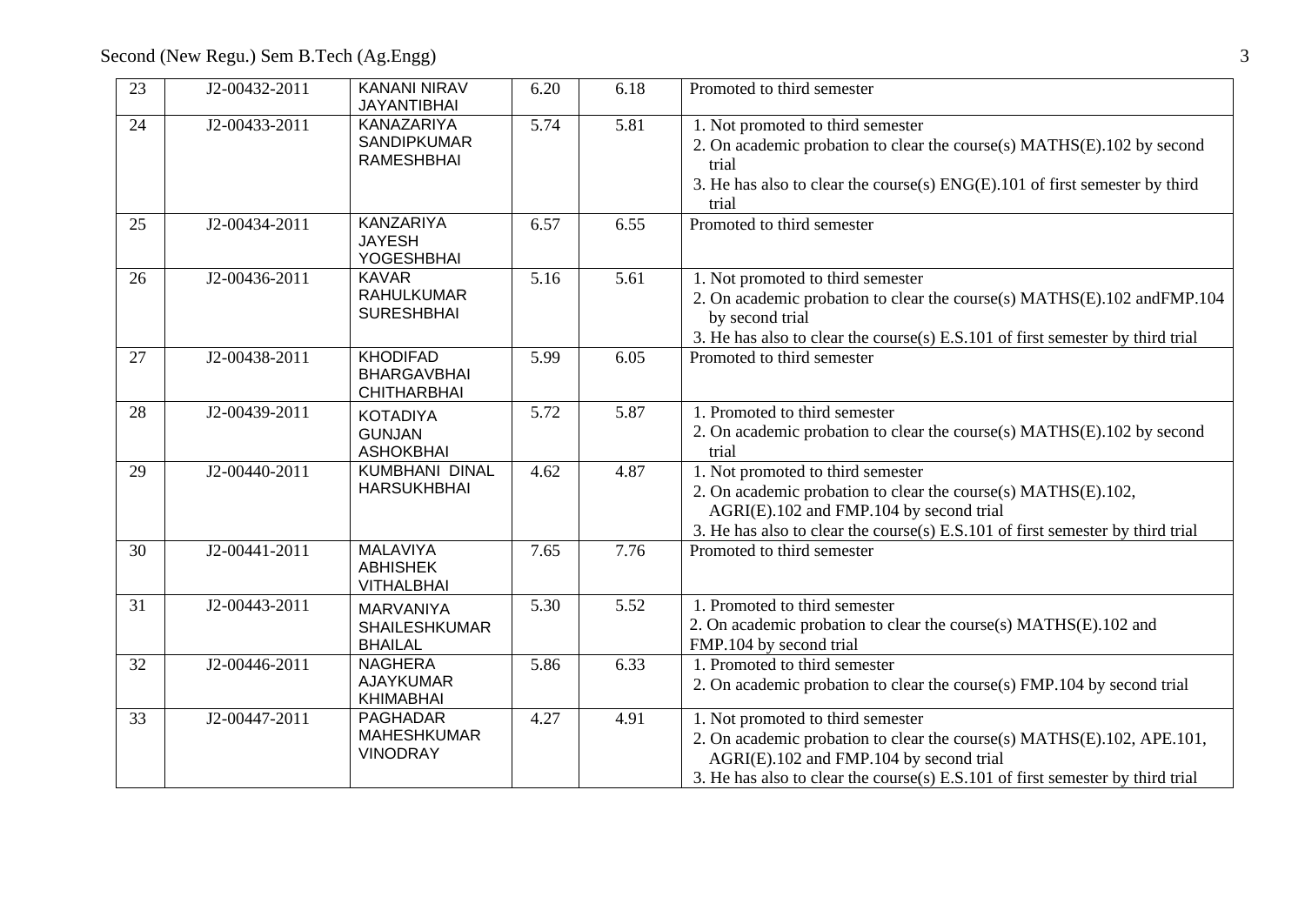| | | | | | |
|---|---|---|---|---|---|
| 23 | J2-00432-2011 | KANANI NIRAV JAYANTIBHAI | 6.20 | 6.18 | Promoted to third semester |
| 24 | J2-00433-2011 | KANAZARIYA SANDIPKUMAR RAMESHBHAI | 5.74 | 5.81 | 1. Not promoted to third semester<br>2. On academic probation to clear the course(s) MATHS(E).102 by second trial<br>3. He has also to clear the course(s) ENG(E).101 of first semester by third trial |
| 25 | J2-00434-2011 | KANZARIYA JAYESH YOGESHBHAI | 6.57 | 6.55 | Promoted to third semester |
| 26 | J2-00436-2011 | KAVAR RAHULKUMAR SURESHBHAI | 5.16 | 5.61 | 1. Not promoted to third semester<br>2. On academic probation to clear the course(s) MATHS(E).102 andFMP.104 by second trial<br>3. He has also to clear the course(s) E.S.101 of first semester by third trial |
| 27 | J2-00438-2011 | KHODIFAD BHARGAVBHAI CHITHARBHAI | 5.99 | 6.05 | Promoted to third semester |
| 28 | J2-00439-2011 | KOTADIYA GUNJAN ASHOKBHAI | 5.72 | 5.87 | 1. Promoted to third semester<br>2. On academic probation to clear the course(s) MATHS(E).102 by second trial |
| 29 | J2-00440-2011 | KUMBHANI DINAL HARSUKHBHAI | 4.62 | 4.87 | 1. Not promoted to third semester<br>2. On academic probation to clear the course(s) MATHS(E).102, AGRI(E).102 and FMP.104 by second trial<br>3. He has also to clear the course(s) E.S.101 of first semester by third trial |
| 30 | J2-00441-2011 | MALAVIYA ABHISHEK VITHALBHAI | 7.65 | 7.76 | Promoted to third semester |
| 31 | J2-00443-2011 | MARVANIYA SHAILESHKUMAR BHAILAL | 5.30 | 5.52 | 1. Promoted to third semester<br>2. On academic probation to clear the course(s) MATHS(E).102 and FMP.104 by second trial |
| 32 | J2-00446-2011 | NAGHERA AJAYKUMAR KHIMABHAI | 5.86 | 6.33 | 1. Promoted to third semester<br>2. On academic probation to clear the course(s) FMP.104 by second trial |
| 33 | J2-00447-2011 | PAGHADAR MAHESHKUMAR VINODRAY | 4.27 | 4.91 | 1. Not promoted to third semester<br>2. On academic probation to clear the course(s) MATHS(E).102, APE.101, AGRI(E).102 and FMP.104 by second trial<br>3. He has also to clear the course(s) E.S.101 of first semester by third trial |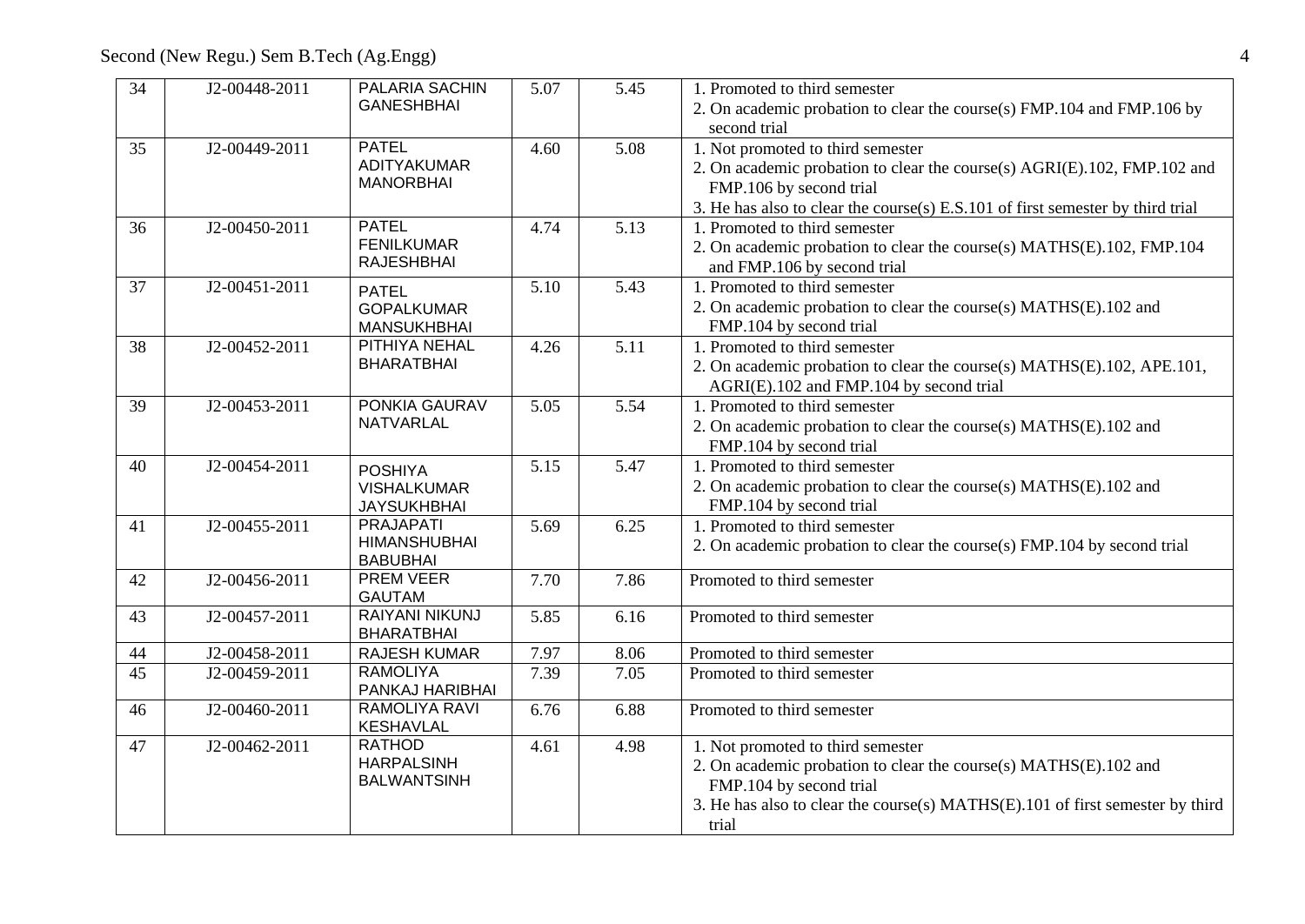| | | | | | |
|---|---|---|---|---|---|
| 34 | J2-00448-2011 | PALARIA SACHIN GANESHBHAI | 5.07 | 5.45 | 1. Promoted to third semester<br>2. On academic probation to clear the course(s) FMP.104 and FMP.106 by second trial |
| 35 | J2-00449-2011 | PATEL ADITYAKUMAR MANORBHAI | 4.60 | 5.08 | 1. Not promoted to third semester<br>2. On academic probation to clear the course(s) AGRI(E).102, FMP.102 and FMP.106 by second trial<br>3. He has also to clear the course(s) E.S.101 of first semester by third trial |
| 36 | J2-00450-2011 | PATEL FENILKUMAR RAJESHBHAI | 4.74 | 5.13 | 1. Promoted to third semester<br>2. On academic probation to clear the course(s) MATHS(E).102, FMP.104 and FMP.106 by second trial |
| 37 | J2-00451-2011 | PATEL GOPALKUMAR MANSUKHBHAI | 5.10 | 5.43 | 1. Promoted to third semester<br>2. On academic probation to clear the course(s) MATHS(E).102 and FMP.104 by second trial |
| 38 | J2-00452-2011 | PITHIYA NEHAL BHARATBHAI | 4.26 | 5.11 | 1. Promoted to third semester<br>2. On academic probation to clear the course(s) MATHS(E).102, APE.101, AGRI(E).102 and FMP.104 by second trial |
| 39 | J2-00453-2011 | PONKIA GAURAV NATVARLAL | 5.05 | 5.54 | 1. Promoted to third semester<br>2. On academic probation to clear the course(s) MATHS(E).102 and FMP.104 by second trial |
| 40 | J2-00454-2011 | POSHIYA VISHALKUMAR JAYSUKHBHAI | 5.15 | 5.47 | 1. Promoted to third semester<br>2. On academic probation to clear the course(s) MATHS(E).102 and FMP.104 by second trial |
| 41 | J2-00455-2011 | PRAJAPATI HIMANSHUBHAI BABUBHAI | 5.69 | 6.25 | 1. Promoted to third semester<br>2. On academic probation to clear the course(s) FMP.104 by second trial |
| 42 | J2-00456-2011 | PREM VEER GAUTAM | 7.70 | 7.86 | Promoted to third semester |
| 43 | J2-00457-2011 | RAIYANI NIKUNJ BHARATBHAI | 5.85 | 6.16 | Promoted to third semester |
| 44 | J2-00458-2011 | RAJESH KUMAR | 7.97 | 8.06 | Promoted to third semester |
| 45 | J2-00459-2011 | RAMOLIYA PANKAJ HARIBHAI | 7.39 | 7.05 | Promoted to third semester |
| 46 | J2-00460-2011 | RAMOLIYA RAVI KESHAVLAL | 6.76 | 6.88 | Promoted to third semester |
| 47 | J2-00462-2011 | RATHOD HARPALSINH BALWANTSINH | 4.61 | 4.98 | 1. Not promoted to third semester<br>2. On academic probation to clear the course(s) MATHS(E).102 and FMP.104 by second trial<br>3. He has also to clear the course(s) MATHS(E).101 of first semester by third trial |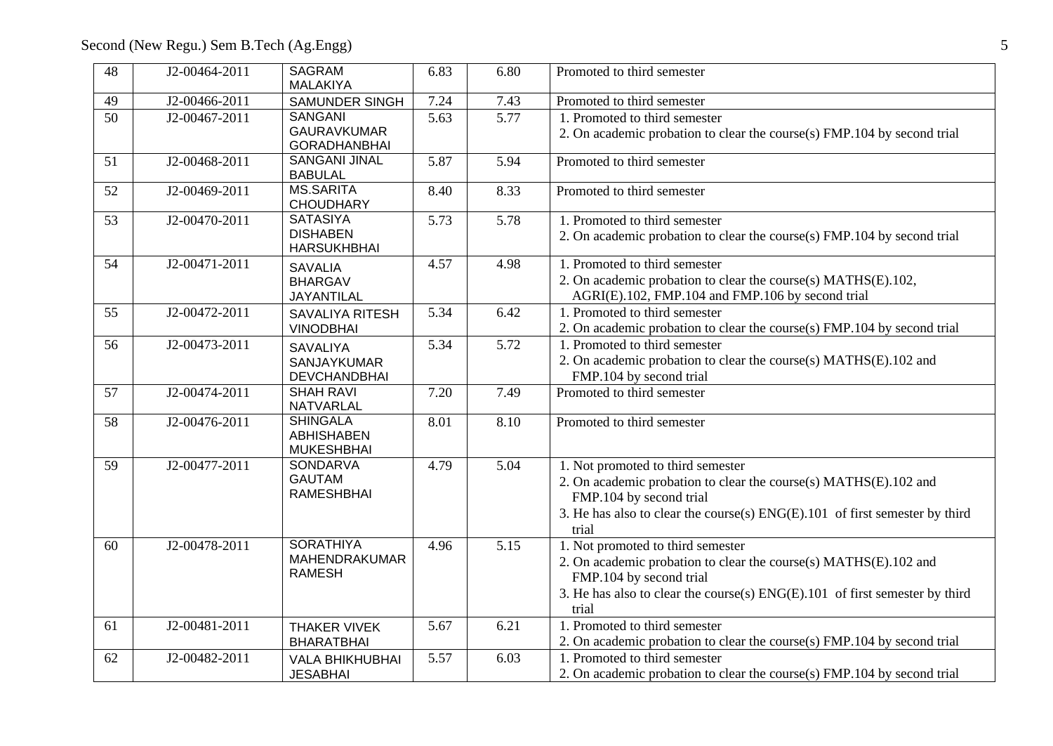| | | | | | |
|---|---|---|---|---|---|
| 48 | J2-00464-2011 | SAGRAM MALAKIYA | 6.83 | 6.80 | Promoted to third semester |
| 49 | J2-00466-2011 | SAMUNDER SINGH | 7.24 | 7.43 | Promoted to third semester |
| 50 | J2-00467-2011 | SANGANI GAURAVKUMAR GORADHANBHAI | 5.63 | 5.77 | 1. Promoted to third semester<br>2. On academic probation to clear the course(s) FMP.104 by second trial |
| 51 | J2-00468-2011 | SANGANI JINAL BABULAL | 5.87 | 5.94 | Promoted to third semester |
| 52 | J2-00469-2011 | MS.SARITA CHOUDHARY | 8.40 | 8.33 | Promoted to third semester |
| 53 | J2-00470-2011 | SATASIYA DISHABEN HARSUKHBHAI | 5.73 | 5.78 | 1. Promoted to third semester<br>2. On academic probation to clear the course(s) FMP.104 by second trial |
| 54 | J2-00471-2011 | SAVALIA BHARGAV JAYANTILAL | 4.57 | 4.98 | 1. Promoted to third semester<br>2. On academic probation to clear the course(s) MATHS(E).102, AGRI(E).102, FMP.104 and FMP.106 by second trial |
| 55 | J2-00472-2011 | SAVALIYA RITESH VINODBHAI | 5.34 | 6.42 | 1. Promoted to third semester<br>2. On academic probation to clear the course(s) FMP.104 by second trial |
| 56 | J2-00473-2011 | SAVALIYA SANJAYKUMAR DEVCHANDBHAI | 5.34 | 5.72 | 1. Promoted to third semester<br>2. On academic probation to clear the course(s) MATHS(E).102 and FMP.104 by second trial |
| 57 | J2-00474-2011 | SHAH RAVI NATVARLAL | 7.20 | 7.49 | Promoted to third semester |
| 58 | J2-00476-2011 | SHINGALA ABHISHABEN MUKESHBHAI | 8.01 | 8.10 | Promoted to third semester |
| 59 | J2-00477-2011 | SONDARVA GAUTAM RAMESHBHAI | 4.79 | 5.04 | 1. Not promoted to third semester<br>2. On academic probation to clear the course(s) MATHS(E).102 and FMP.104 by second trial<br>3. He has also to clear the course(s) ENG(E).101 of first semester by third trial |
| 60 | J2-00478-2011 | SORATHIYA MAHENDRAKUMAR RAMESH | 4.96 | 5.15 | 1. Not promoted to third semester<br>2. On academic probation to clear the course(s) MATHS(E).102 and FMP.104 by second trial<br>3. He has also to clear the course(s) ENG(E).101 of first semester by third trial |
| 61 | J2-00481-2011 | THAKER VIVEK BHARATBHAI | 5.67 | 6.21 | 1. Promoted to third semester<br>2. On academic probation to clear the course(s) FMP.104 by second trial |
| 62 | J2-00482-2011 | VALA BHIKHUBHAI JESABHAI | 5.57 | 6.03 | 1. Promoted to third semester<br>2. On academic probation to clear the course(s) FMP.104 by second trial |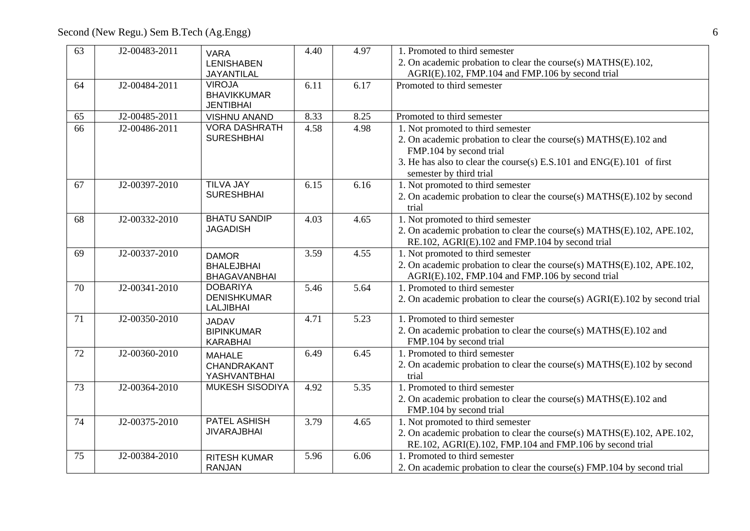| | | | | | |
|---|---|---|---|---|---|
| 63 | J2-00483-2011 | VARA LENISHABEN JAYANTILAL | 4.40 | 4.97 | 1. Promoted to third semester<br>2. On academic probation to clear the course(s) MATHS(E).102, AGRI(E).102, FMP.104 and FMP.106 by second trial |
| 64 | J2-00484-2011 | VIROJA BHAVIKKUMAR JENTIBHAI | 6.11 | 6.17 | Promoted to third semester |
| 65 | J2-00485-2011 | VISHNU ANAND | 8.33 | 8.25 | Promoted to third semester |
| 66 | J2-00486-2011 | VORA DASHRATH SURESHBHAI | 4.58 | 4.98 | 1. Not promoted to third semester<br>2. On academic probation to clear the course(s) MATHS(E).102 and FMP.104 by second trial<br>3. He has also to clear the course(s) E.S.101 and ENG(E).101 of first semester by third trial |
| 67 | J2-00397-2010 | TILVA JAY SURESHBHAI | 6.15 | 6.16 | 1. Not promoted to third semester<br>2. On academic probation to clear the course(s) MATHS(E).102 by second trial |
| 68 | J2-00332-2010 | BHATU SANDIP JAGADISH | 4.03 | 4.65 | 1. Not promoted to third semester<br>2. On academic probation to clear the course(s) MATHS(E).102, APE.102, RE.102, AGRI(E).102 and FMP.104 by second trial |
| 69 | J2-00337-2010 | DAMOR BHALEJBHAI BHAGAVANBHAI | 3.59 | 4.55 | 1. Not promoted to third semester<br>2. On academic probation to clear the course(s) MATHS(E).102, APE.102, AGRI(E).102, FMP.104 and FMP.106 by second trial |
| 70 | J2-00341-2010 | DOBARIYA DENISHKUMAR LALJIBHAI | 5.46 | 5.64 | 1. Promoted to third semester<br>2. On academic probation to clear the course(s) AGRI(E).102 by second trial |
| 71 | J2-00350-2010 | JADAV BIPINKUMAR KARABHAI | 4.71 | 5.23 | 1. Promoted to third semester<br>2. On academic probation to clear the course(s) MATHS(E).102 and FMP.104 by second trial |
| 72 | J2-00360-2010 | MAHALE CHANDRAKANT YASHVANTBHAI | 6.49 | 6.45 | 1. Promoted to third semester<br>2. On academic probation to clear the course(s) MATHS(E).102 by second trial |
| 73 | J2-00364-2010 | MUKESH SISODIYA | 4.92 | 5.35 | 1. Promoted to third semester<br>2. On academic probation to clear the course(s) MATHS(E).102 and FMP.104 by second trial |
| 74 | J2-00375-2010 | PATEL ASHISH JIVARAJBHAI | 3.79 | 4.65 | 1. Not promoted to third semester<br>2. On academic probation to clear the course(s) MATHS(E).102, APE.102, RE.102, AGRI(E).102, FMP.104 and FMP.106 by second trial |
| 75 | J2-00384-2010 | RITESH KUMAR RANJAN | 5.96 | 6.06 | 1. Promoted to third semester<br>2. On academic probation to clear the course(s) FMP.104 by second trial |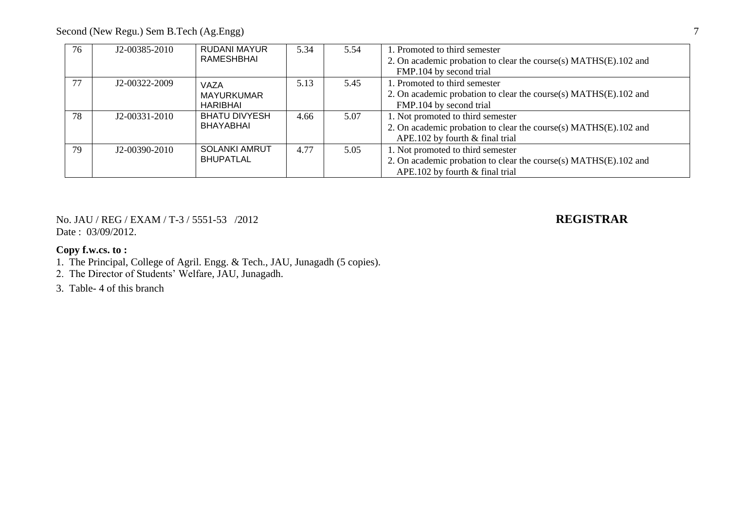| | | | | | |
|---|---|---|---|---|---|
| 76 | J2-00385-2010 | RUDANI MAYUR RAMESHBHAI | 5.34 | 5.54 | 1. Promoted to third semester<br>2. On academic probation to clear the course(s) MATHS(E).102 and FMP.104 by second trial |
| 77 | J2-00322-2009 | VAZA MAYURKUMAR HARIBHAI | 5.13 | 5.45 | 1. Promoted to third semester<br>2. On academic probation to clear the course(s) MATHS(E).102 and FMP.104 by second trial |
| 78 | J2-00331-2010 | BHATU DIVYESH BHAYABHAI | 4.66 | 5.07 | 1. Not promoted to third semester<br>2. On academic probation to clear the course(s) MATHS(E).102 and APE.102 by fourth & final trial |
| 79 | J2-00390-2010 | SOLANKI AMRUT BHUPATLAL | 4.77 | 5.05 | 1. Not promoted to third semester<br>2. On academic probation to clear the course(s) MATHS(E).102 and APE.102 by fourth & final trial |

No. JAU / REG / EXAM / T-3 / 5551-53 /2012

Date : 03/09/2012.

**REGISTRAR**

**Copy f.w.cs. to :**

1. The Principal, College of Agril. Engg. & Tech., JAU, Junagadh (5 copies).
2. The Director of Students' Welfare, JAU, Junagadh.
3. Table- 4 of this branch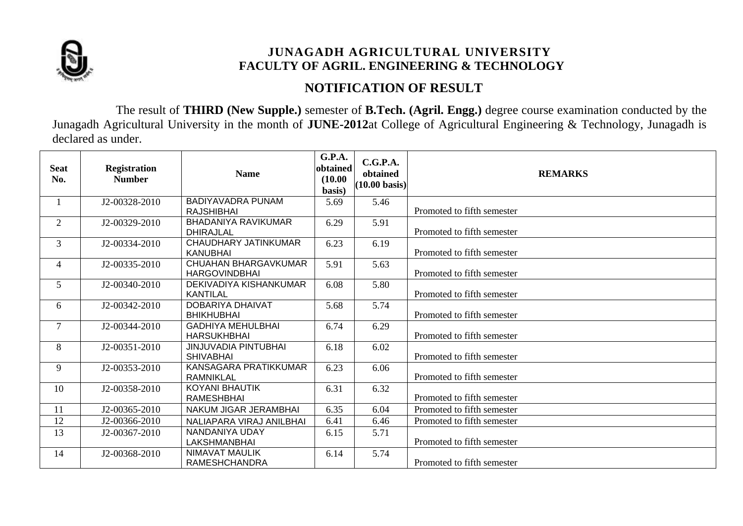# JUNAGADH AGRICULTURAL UNIVERSITY
## FACULTY OF AGRIL. ENGINEERING & TECHNOLOGY

## NOTIFICATION OF RESULT

The result of **THIRD (New Supple.)** semester of **B.Tech. (Agril. Engg.)** degree course examination conducted by the Junagadh Agricultural University in the month of **JUNE-2012**at College of Agricultural Engineering & Technology, Junagadh is declared as under.

| Seat No. | Registration Number | Name | G.P.A. obtained (10.00 basis) | C.G.P.A. obtained (10.00 basis) | REMARKS |
|---|---|---|---|---|---|
| 1 | J2-00328-2010 | BADIYAVADRA PUNAM RAJSHIBHAI | 5.69 | 5.46 | Promoted to fifth semester |
| 2 | J2-00329-2010 | BHADANIYA RAVIKUMAR DHIRAJLAL | 6.29 | 5.91 | Promoted to fifth semester |
| 3 | J2-00334-2010 | CHAUDHARY JATINKUMAR KANUBHAI | 6.23 | 6.19 | Promoted to fifth semester |
| 4 | J2-00335-2010 | CHUHAN BHARGAVKUMAR HARGOVINDBHAI | 5.91 | 5.63 | Promoted to fifth semester |
| 5 | J2-00340-2010 | DEKIVADIYA KISHANKUMAR KANTILAL | 6.08 | 5.80 | Promoted to fifth semester |
| 6 | J2-00342-2010 | DOBARIYA DHAIVAT BHIKHUBHAI | 5.68 | 5.74 | Promoted to fifth semester |
| 7 | J2-00344-2010 | GADHIYA MEHULBHAI HARSUKHBHAI | 6.74 | 6.29 | Promoted to fifth semester |
| 8 | J2-00351-2010 | JINJUVADIA PINTUBHAI SHIVABHAI | 6.18 | 6.02 | Promoted to fifth semester |
| 9 | J2-00353-2010 | KANSAGARA PRATIKKUMAR RAMNIKLAL | 6.23 | 6.06 | Promoted to fifth semester |
| 10 | J2-00358-2010 | KOYANI BHAUTIK RAMESHBHAI | 6.31 | 6.32 | Promoted to fifth semester |
| 11 | J2-00365-2010 | NAKUM JIGAR JERAMBHAI | 6.35 | 6.04 | Promoted to fifth semester |
| 12 | J2-00366-2010 | NALIAPARA VIRAJ ANILBHAI | 6.41 | 6.46 | Promoted to fifth semester |
| 13 | J2-00367-2010 | NANDANIYA UDAY LAKSHMANBHAI | 6.15 | 5.71 | Promoted to fifth semester |
| 14 | J2-00368-2010 | NIMAVAT MAULIK RAMESHCHANDRA | 6.14 | 5.74 | Promoted to fifth semester |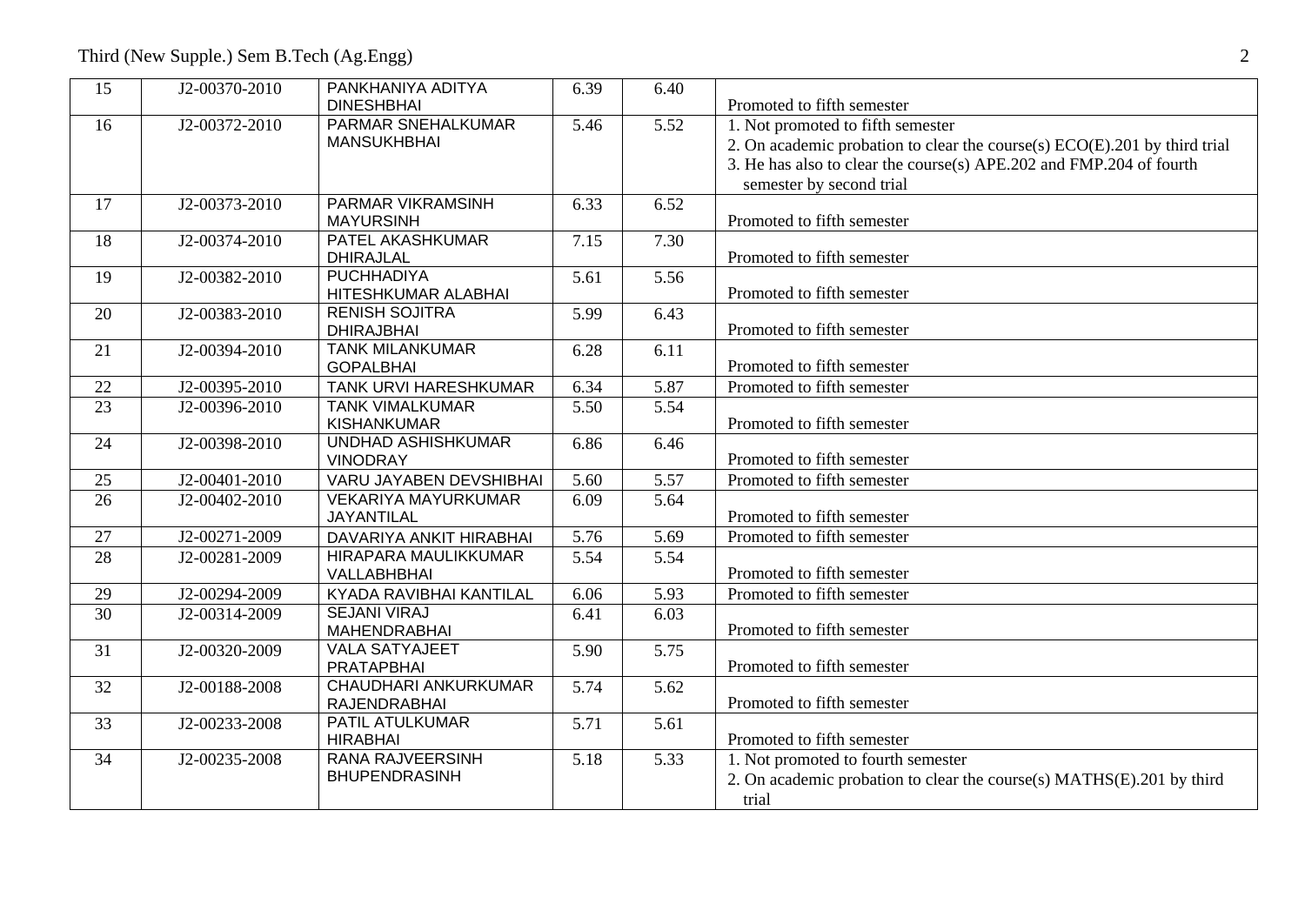| | | | | | |
|---|---|---|---|---|---|
| 15 | J2-00370-2010 | PANKHANIYA ADITYA DINESHBHAI | 6.39 | 6.40 | Promoted to fifth semester |
| 16 | J2-00372-2010 | PARMAR SNEHALKUMAR MANSUKHBHAI | 5.46 | 5.52 | 1. Not promoted to fifth semester<br>2. On academic probation to clear the course(s) ECO(E).201 by third trial<br>3. He has also to clear the course(s) APE.202 and FMP.204 of fourth semester by second trial |
| 17 | J2-00373-2010 | PARMAR VIKRAMSINH MAYURSINH | 6.33 | 6.52 | Promoted to fifth semester |
| 18 | J2-00374-2010 | PATEL AKASHKUMAR DHIRAJLAL | 7.15 | 7.30 | Promoted to fifth semester |
| 19 | J2-00382-2010 | PUCHHADIYA HITESHKUMAR ALABHAI | 5.61 | 5.56 | Promoted to fifth semester |
| 20 | J2-00383-2010 | RENISH SOJITRA DHIRAJBHAI | 5.99 | 6.43 | Promoted to fifth semester |
| 21 | J2-00394-2010 | TANK MILANKUMAR GOPALBHAI | 6.28 | 6.11 | Promoted to fifth semester |
| 22 | J2-00395-2010 | TANK URVI HARESHKUMAR | 6.34 | 5.87 | Promoted to fifth semester |
| 23 | J2-00396-2010 | TANK VIMALKUMAR KISHANKUMAR | 5.50 | 5.54 | Promoted to fifth semester |
| 24 | J2-00398-2010 | UNDHAD ASHISHKUMAR VINODRAY | 6.86 | 6.46 | Promoted to fifth semester |
| 25 | J2-00401-2010 | VARU JAYABEN DEVSHIBHAI | 5.60 | 5.57 | Promoted to fifth semester |
| 26 | J2-00402-2010 | VEKARIYA MAYURKUMAR JAYANTILAL | 6.09 | 5.64 | Promoted to fifth semester |
| 27 | J2-00271-2009 | DAVARIYA ANKIT HIRABHAI | 5.76 | 5.69 | Promoted to fifth semester |
| 28 | J2-00281-2009 | HIRAPARA MAULIKKUMAR VALLABHBHAI | 5.54 | 5.54 | Promoted to fifth semester |
| 29 | J2-00294-2009 | KYADA RAVIBHAI KANTILAL | 6.06 | 5.93 | Promoted to fifth semester |
| 30 | J2-00314-2009 | SEJANI VIRAJ MAHENDRABHAI | 6.41 | 6.03 | Promoted to fifth semester |
| 31 | J2-00320-2009 | VALA SATYAJEET PRATAPBHAI | 5.90 | 5.75 | Promoted to fifth semester |
| 32 | J2-00188-2008 | CHAUDHARI ANKURKUMAR RAJENDRABHAI | 5.74 | 5.62 | Promoted to fifth semester |
| 33 | J2-00233-2008 | PATIL ATULKUMAR HIRABHAI | 5.71 | 5.61 | Promoted to fifth semester |
| 34 | J2-00235-2008 | RANA RAJVEERSINH BHUPENDRASINH | 5.18 | 5.33 | 1. Not promoted to fourth semester<br>2. On academic probation to clear the course(s) MATHS(E).201 by third trial |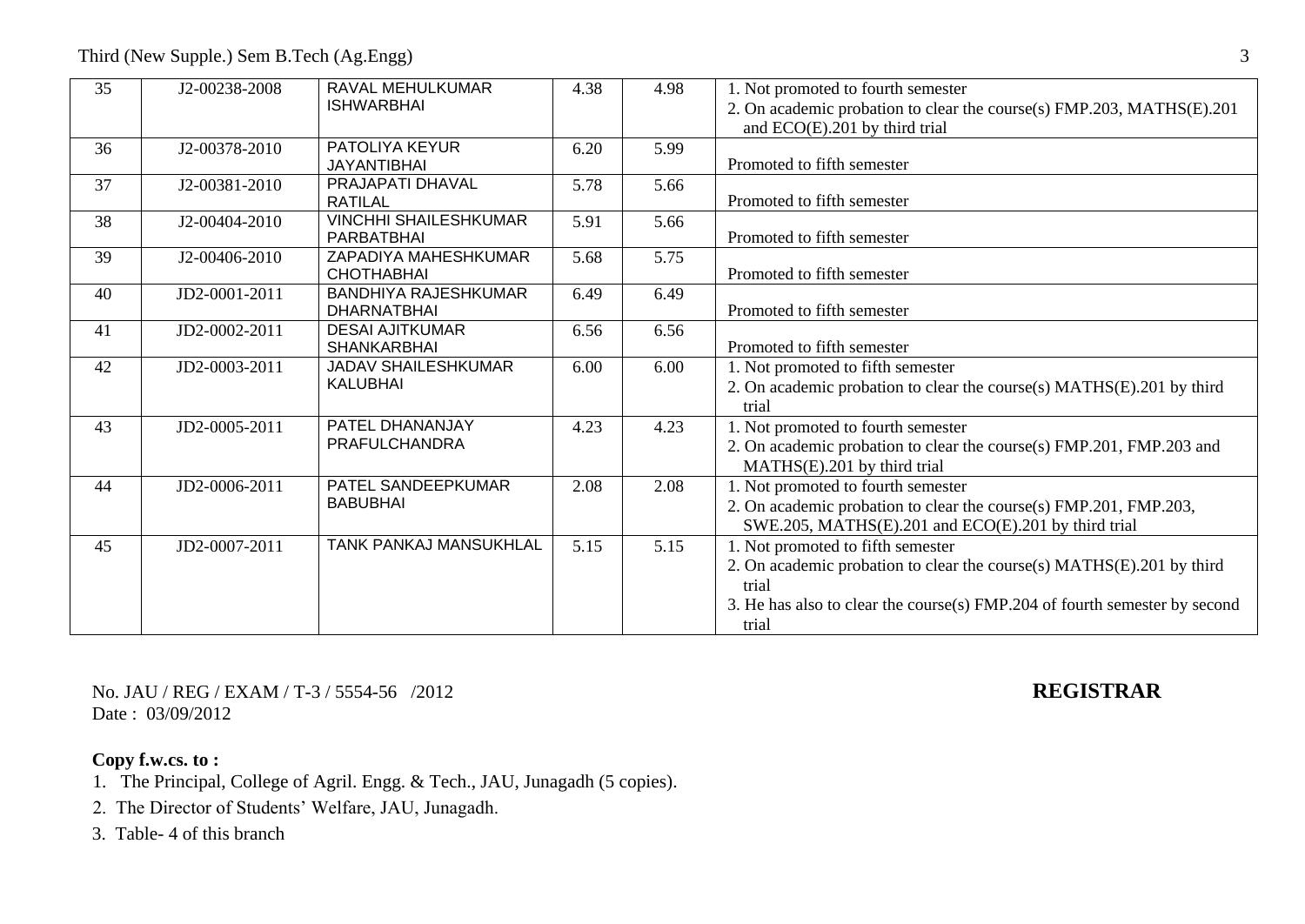| | | | | | |
|---|---|---|---|---|---|
| 35 | J2-00238-2008 | RAVAL MEHULKUMAR ISHWARBHAI | 4.38 | 4.98 | 1. Not promoted to fourth semester<br>2. On academic probation to clear the course(s) FMP.203, MATHS(E).201 and ECO(E).201 by third trial |
| 36 | J2-00378-2010 | PATOLIYA KEYUR JAYANTIBHAI | 6.20 | 5.99 | Promoted to fifth semester |
| 37 | J2-00381-2010 | PRAJAPATI DHAVAL RATILAL | 5.78 | 5.66 | Promoted to fifth semester |
| 38 | J2-00404-2010 | VINCHHI SHAILESHKUMAR PARBATBHAI | 5.91 | 5.66 | Promoted to fifth semester |
| 39 | J2-00406-2010 | ZAPADIYA MAHESHKUMAR CHOTHABHAI | 5.68 | 5.75 | Promoted to fifth semester |
| 40 | JD2-0001-2011 | BANDHIYA RAJESHKUMAR DHARNATBHAI | 6.49 | 6.49 | Promoted to fifth semester |
| 41 | JD2-0002-2011 | DESAI AJITKUMAR SHANKARBHAI | 6.56 | 6.56 | Promoted to fifth semester |
| 42 | JD2-0003-2011 | JADAV SHAILESHKUMAR KALUBHAI | 6.00 | 6.00 | 1. Not promoted to fifth semester<br>2. On academic probation to clear the course(s) MATHS(E).201 by third trial |
| 43 | JD2-0005-2011 | PATEL DHANANJAY PRAFULCHANDRA | 4.23 | 4.23 | 1. Not promoted to fourth semester<br>2. On academic probation to clear the course(s) FMP.201, FMP.203 and MATHS(E).201 by third trial |
| 44 | JD2-0006-2011 | PATEL SANDEEPKUMAR BABUBHAI | 2.08 | 2.08 | 1. Not promoted to fourth semester<br>2. On academic probation to clear the course(s) FMP.201, FMP.203, SWE.205, MATHS(E).201 and ECO(E).201 by third trial |
| 45 | JD2-0007-2011 | TANK PANKAJ MANSUKHLAL | 5.15 | 5.15 | 1. Not promoted to fifth semester<br>2. On academic probation to clear the course(s) MATHS(E).201 by third trial<br>3. He has also to clear the course(s) FMP.204 of fourth semester by second trial |

No. JAU / REG / EXAM / T-3 / 5554-56 /2012

Date : 03/09/2012

**REGISTRAR**

**Copy f.w.cs. to :**

1. The Principal, College of Agril. Engg. & Tech., JAU, Junagadh (5 copies).
2. The Director of Students' Welfare, JAU, Junagadh.
3. Table- 4 of this branch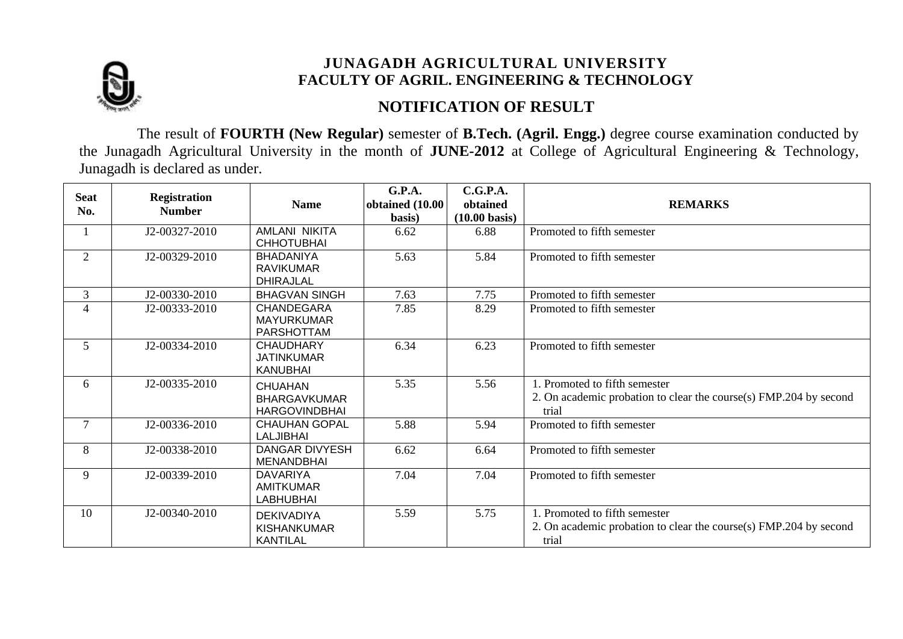# JUNAGADH AGRICULTURAL UNIVERSITY
## FACULTY OF AGRIL. ENGINEERING & TECHNOLOGY

## NOTIFICATION OF RESULT

The result of **FOURTH (New Regular)** semester of **B.Tech. (Agril. Engg.)** degree course examination conducted by the Junagadh Agricultural University in the month of **JUNE-2012** at College of Agricultural Engineering & Technology, Junagadh is declared as under.

| Seat No. | Registration Number | Name | G.P.A. obtained (10.00 basis) | C.G.P.A. obtained (10.00 basis) | REMARKS |
|---|---|---|---|---|---|
| 1 | J2-00327-2010 | AMLANI NIKITA CHHOTUBHAI | 6.62 | 6.88 | Promoted to fifth semester |
| 2 | J2-00329-2010 | BHADANIYA RAVIKUMAR DHIRAJLAL | 5.63 | 5.84 | Promoted to fifth semester |
| 3 | J2-00330-2010 | BHAGVAN SINGH | 7.63 | 7.75 | Promoted to fifth semester |
| 4 | J2-00333-2010 | CHANDEGARA MAYURKUMAR PARSHOTTAM | 7.85 | 8.29 | Promoted to fifth semester |
| 5 | J2-00334-2010 | CHAUDHARY JATINKUMAR KANUBHAI | 6.34 | 6.23 | Promoted to fifth semester |
| 6 | J2-00335-2010 | CHUAHAN BHARGAVKUMAR HARGOVINDBHAI | 5.35 | 5.56 | 1. Promoted to fifth semester<br>2. On academic probation to clear the course(s) FMP.204 by second trial |
| 7 | J2-00336-2010 | CHAUHAN GOPAL LALJIBHAI | 5.88 | 5.94 | Promoted to fifth semester |
| 8 | J2-00338-2010 | DANGAR DIVYESH MENANDBHAI | 6.62 | 6.64 | Promoted to fifth semester |
| 9 | J2-00339-2010 | DAVARIYA AMITKUMAR LABHUBHAI | 7.04 | 7.04 | Promoted to fifth semester |
| 10 | J2-00340-2010 | DEKIVADIYA KISHANKUMAR KANTILAL | 5.59 | 5.75 | 1. Promoted to fifth semester<br>2. On academic probation to clear the course(s) FMP.204 by second trial |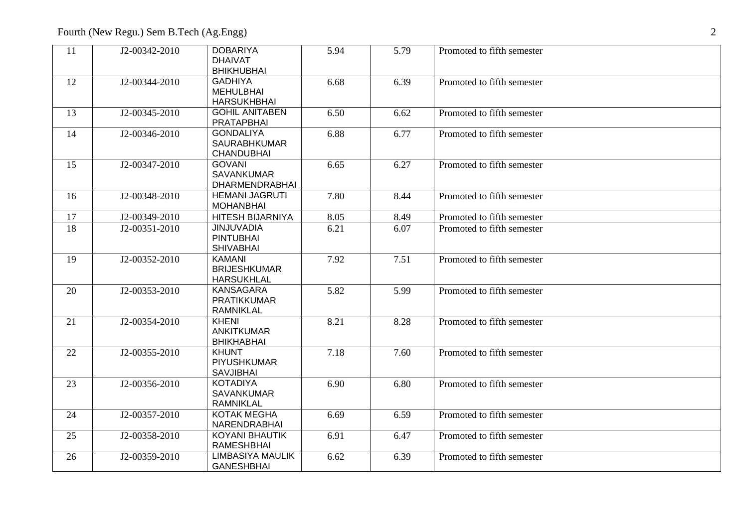| | | | | | |
|---|---|---|---|---|---|
| 11 | J2-00342-2010 | DOBARIYA DHAIVAT BHIKHUBHAI | 5.94 | 5.79 | Promoted to fifth semester |
| 12 | J2-00344-2010 | GADHIYA MEHULBHAI HARSUKHBHAI | 6.68 | 6.39 | Promoted to fifth semester |
| 13 | J2-00345-2010 | GOHIL ANITABEN PRATAPBHAI | 6.50 | 6.62 | Promoted to fifth semester |
| 14 | J2-00346-2010 | GONDALIYA SAURABHKUMAR CHANDUBHAI | 6.88 | 6.77 | Promoted to fifth semester |
| 15 | J2-00347-2010 | GOVANI SAVANKUMAR DHARMENDRABHAI | 6.65 | 6.27 | Promoted to fifth semester |
| 16 | J2-00348-2010 | HEMANI JAGRUTI MOHANBHAI | 7.80 | 8.44 | Promoted to fifth semester |
| 17 | J2-00349-2010 | HITESH BIJARNIYA | 8.05 | 8.49 | Promoted to fifth semester |
| 18 | J2-00351-2010 | JINJUVADIA PINTUBHAI SHIVABHAI | 6.21 | 6.07 | Promoted to fifth semester |
| 19 | J2-00352-2010 | KAMANI BRIJESHKUMAR HARSUKHLAL | 7.92 | 7.51 | Promoted to fifth semester |
| 20 | J2-00353-2010 | KANSAGARA PRATIKKUMAR RAMNIKLAL | 5.82 | 5.99 | Promoted to fifth semester |
| 21 | J2-00354-2010 | KHENI ANKITKUMAR BHIKHABHAI | 8.21 | 8.28 | Promoted to fifth semester |
| 22 | J2-00355-2010 | KHUNT PIYUSHKUMAR SAVJIBHAI | 7.18 | 7.60 | Promoted to fifth semester |
| 23 | J2-00356-2010 | KOTADIYA SAVANKUMAR RAMNIKLAL | 6.90 | 6.80 | Promoted to fifth semester |
| 24 | J2-00357-2010 | KOTAK MEGHA NARENDRABHAI | 6.69 | 6.59 | Promoted to fifth semester |
| 25 | J2-00358-2010 | KOYANI BHAUTIK RAMESHBHAI | 6.91 | 6.47 | Promoted to fifth semester |
| 26 | J2-00359-2010 | LIMBASIYA MAULIK GANESHBHAI | 6.62 | 6.39 | Promoted to fifth semester |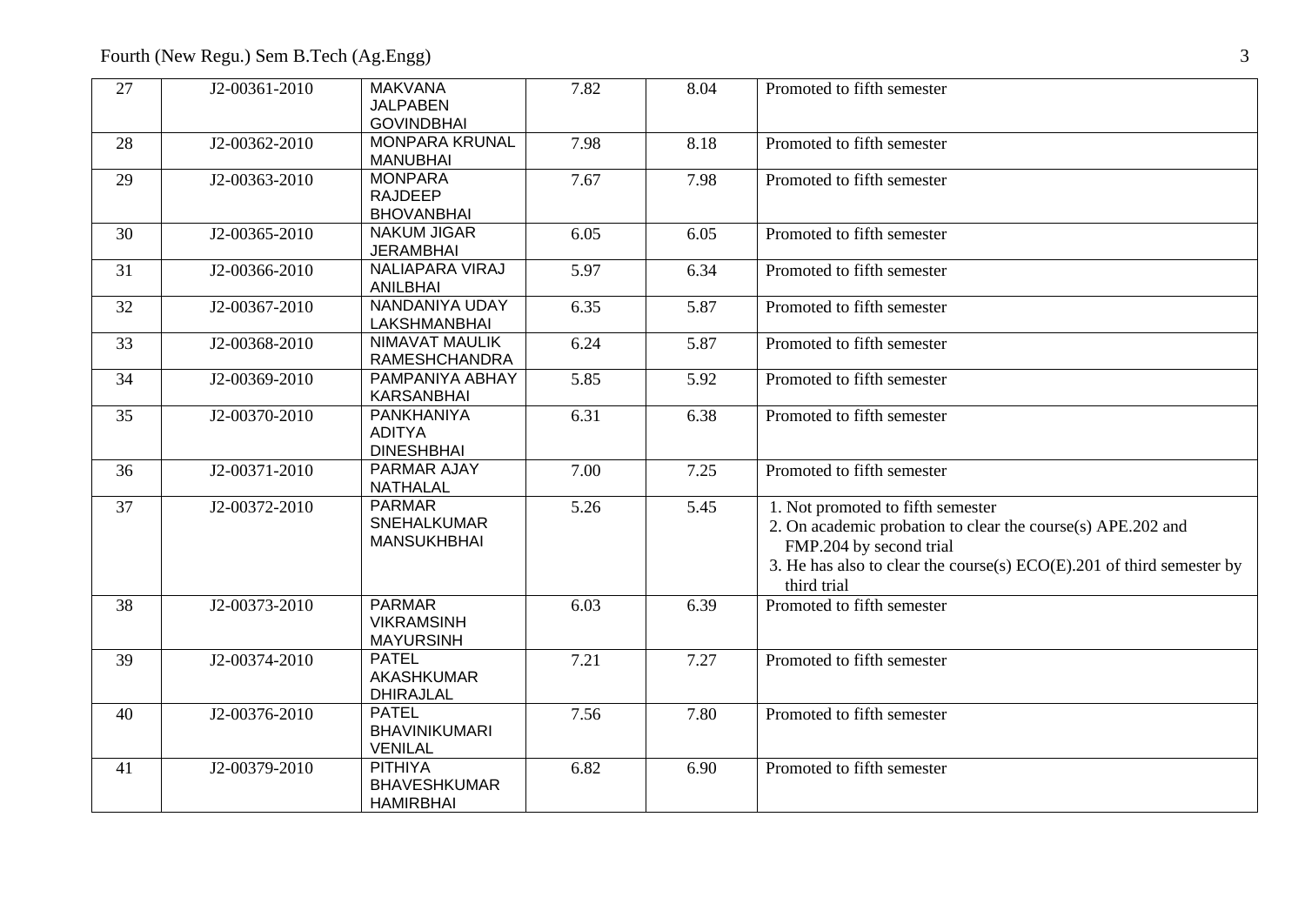| | | | | | |
|---|---|---|---|---|---|
| 27 | J2-00361-2010 | MAKVANA JALPABEN GOVINDBHAI | 7.82 | 8.04 | Promoted to fifth semester |
| 28 | J2-00362-2010 | MONPARA KRUNAL MANUBHAI | 7.98 | 8.18 | Promoted to fifth semester |
| 29 | J2-00363-2010 | MONPARA RAJDEEP BHOVANBHAI | 7.67 | 7.98 | Promoted to fifth semester |
| 30 | J2-00365-2010 | NAKUM JIGAR JERAMBHAI | 6.05 | 6.05 | Promoted to fifth semester |
| 31 | J2-00366-2010 | NALIAPARA VIRAJ ANILBHAI | 5.97 | 6.34 | Promoted to fifth semester |
| 32 | J2-00367-2010 | NANDANIYA UDAY LAKSHMANBHAI | 6.35 | 5.87 | Promoted to fifth semester |
| 33 | J2-00368-2010 | NIMAVAT MAULIK RAMESHCHANDRA | 6.24 | 5.87 | Promoted to fifth semester |
| 34 | J2-00369-2010 | PAMPANIYA ABHAY KARSANBHAI | 5.85 | 5.92 | Promoted to fifth semester |
| 35 | J2-00370-2010 | PANKHANIYA ADITYA DINESHBHAI | 6.31 | 6.38 | Promoted to fifth semester |
| 36 | J2-00371-2010 | PARMAR AJAY NATHALAL | 7.00 | 7.25 | Promoted to fifth semester |
| 37 | J2-00372-2010 | PARMAR SNEHALKUMAR MANSUKHBHAI | 5.26 | 5.45 | 1. Not promoted to fifth semester<br>2. On academic probation to clear the course(s) APE.202 and FMP.204 by second trial<br>3. He has also to clear the course(s) ECO(E).201 of third semester by third trial |
| 38 | J2-00373-2010 | PARMAR VIKRAMSINH MAYURSINH | 6.03 | 6.39 | Promoted to fifth semester |
| 39 | J2-00374-2010 | PATEL AKASHKUMAR DHIRAJLAL | 7.21 | 7.27 | Promoted to fifth semester |
| 40 | J2-00376-2010 | PATEL BHAVINIKUMARI VENILAL | 7.56 | 7.80 | Promoted to fifth semester |
| 41 | J2-00379-2010 | PITHIYA BHAVESHKUMAR HAMIRBHAI | 6.82 | 6.90 | Promoted to fifth semester |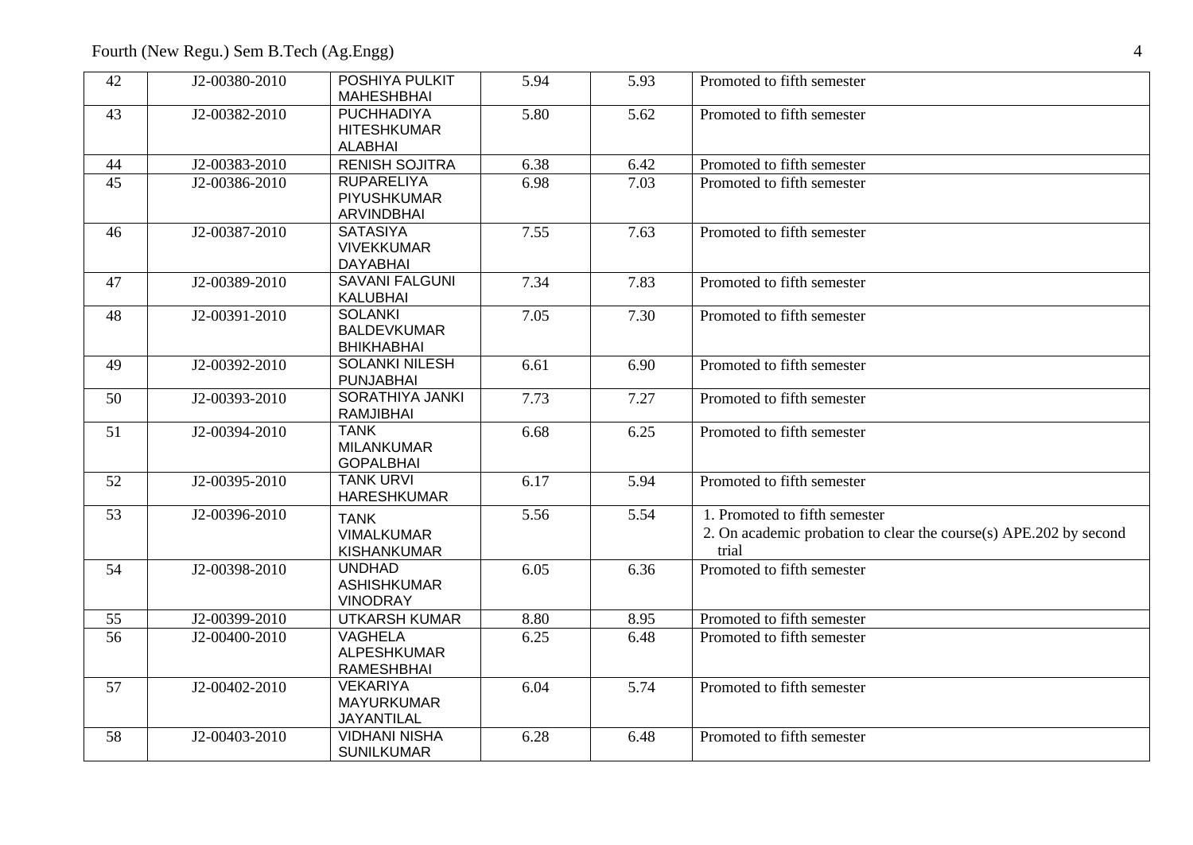| | | | | | |
|---|---|---|---|---|---|
| 42 | J2-00380-2010 | POSHIYA PULKIT MAHESHBHAI | 5.94 | 5.93 | Promoted to fifth semester |
| 43 | J2-00382-2010 | PUCHHADIYA HITESHKUMAR ALABHAI | 5.80 | 5.62 | Promoted to fifth semester |
| 44 | J2-00383-2010 | RENISH SOJITRA | 6.38 | 6.42 | Promoted to fifth semester |
| 45 | J2-00386-2010 | RUPARELIYA PIYUSHKUMAR ARVINDBHAI | 6.98 | 7.03 | Promoted to fifth semester |
| 46 | J2-00387-2010 | SATASIYA VIVEKKUMAR DAYABHAI | 7.55 | 7.63 | Promoted to fifth semester |
| 47 | J2-00389-2010 | SAVANI FALGUNI KALUBHAI | 7.34 | 7.83 | Promoted to fifth semester |
| 48 | J2-00391-2010 | SOLANKI BALDEVKUMAR BHIKHABHAI | 7.05 | 7.30 | Promoted to fifth semester |
| 49 | J2-00392-2010 | SOLANKI NILESH PUNJABHAI | 6.61 | 6.90 | Promoted to fifth semester |
| 50 | J2-00393-2010 | SORATHIYA JANKI RAMJIBHAI | 7.73 | 7.27 | Promoted to fifth semester |
| 51 | J2-00394-2010 | TANK MILANKUMAR GOPALBHAI | 6.68 | 6.25 | Promoted to fifth semester |
| 52 | J2-00395-2010 | TANK URVI HARESHKUMAR | 6.17 | 5.94 | Promoted to fifth semester |
| 53 | J2-00396-2010 | TANK VIMALKUMAR KISHANKUMAR | 5.56 | 5.54 | 1. Promoted to fifth semester<br>2. On academic probation to clear the course(s) APE.202 by second trial |
| 54 | J2-00398-2010 | UNDHAD ASHISHKUMAR VINODRAY | 6.05 | 6.36 | Promoted to fifth semester |
| 55 | J2-00399-2010 | UTKARSH KUMAR | 8.80 | 8.95 | Promoted to fifth semester |
| 56 | J2-00400-2010 | VAGHELA ALPESHKUMAR RAMESHBHAI | 6.25 | 6.48 | Promoted to fifth semester |
| 57 | J2-00402-2010 | VEKARIYA MAYURKUMAR JAYANTILAL | 6.04 | 5.74 | Promoted to fifth semester |
| 58 | J2-00403-2010 | VIDHANI NISHA SUNILKUMAR | 6.28 | 6.48 | Promoted to fifth semester |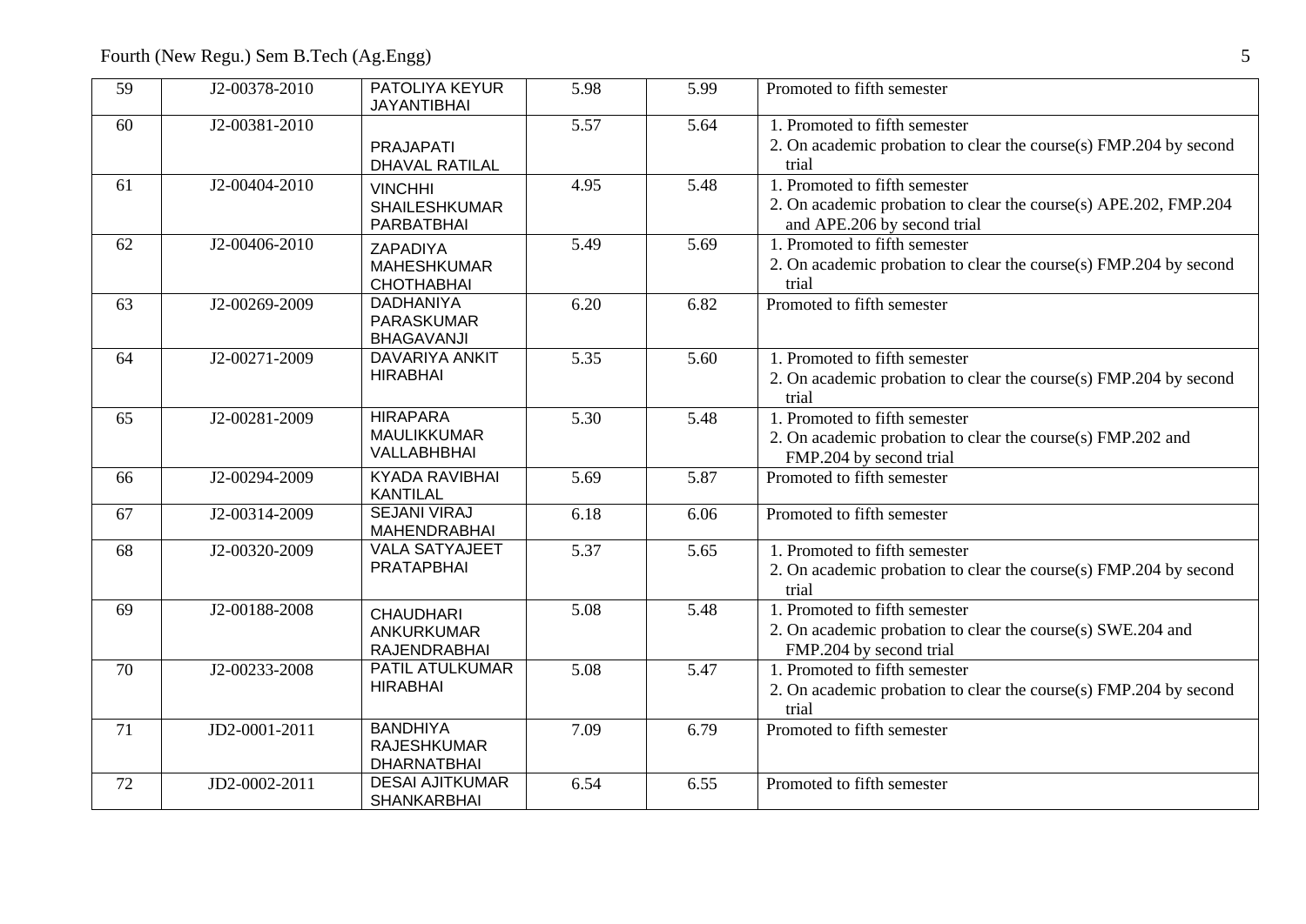| | | | | | |
|---|---|---|---|---|---|
| 59 | J2-00378-2010 | PATOLIYA KEYUR JAYANTIBHAI | 5.98 | 5.99 | Promoted to fifth semester |
| 60 | J2-00381-2010 | PRAJAPATI DHAVAL RATILAL | 5.57 | 5.64 | 1. Promoted to fifth semester<br>2. On academic probation to clear the course(s) FMP.204 by second trial |
| 61 | J2-00404-2010 | VINCHHI SHAILESHKUMAR PARBATBHAI | 4.95 | 5.48 | 1. Promoted to fifth semester<br>2. On academic probation to clear the course(s) APE.202, FMP.204 and APE.206 by second trial |
| 62 | J2-00406-2010 | ZAPADIYA MAHESHKUMAR CHOTHABHAI | 5.49 | 5.69 | 1. Promoted to fifth semester<br>2. On academic probation to clear the course(s) FMP.204 by second trial |
| 63 | J2-00269-2009 | DADHANIYA PARASKUMAR BHAGAVANJI | 6.20 | 6.82 | Promoted to fifth semester |
| 64 | J2-00271-2009 | DAVARIYA ANKIT HIRABHAI | 5.35 | 5.60 | 1. Promoted to fifth semester<br>2. On academic probation to clear the course(s) FMP.204 by second trial |
| 65 | J2-00281-2009 | HIRAPARA MAULIKKUMAR VALLABHBHAI | 5.30 | 5.48 | 1. Promoted to fifth semester<br>2. On academic probation to clear the course(s) FMP.202 and FMP.204 by second trial |
| 66 | J2-00294-2009 | KYADA RAVIBHAI KANTILAL | 5.69 | 5.87 | Promoted to fifth semester |
| 67 | J2-00314-2009 | SEJANI VIRAJ MAHENDRABHAI | 6.18 | 6.06 | Promoted to fifth semester |
| 68 | J2-00320-2009 | VALA SATYAJEET PRATAPBHAI | 5.37 | 5.65 | 1. Promoted to fifth semester<br>2. On academic probation to clear the course(s) FMP.204 by second trial |
| 69 | J2-00188-2008 | CHAUDHARI ANKURKUMAR RAJENDRABHAI | 5.08 | 5.48 | 1. Promoted to fifth semester<br>2. On academic probation to clear the course(s) SWE.204 and FMP.204 by second trial |
| 70 | J2-00233-2008 | PATIL ATULKUMAR HIRABHAI | 5.08 | 5.47 | 1. Promoted to fifth semester<br>2. On academic probation to clear the course(s) FMP.204 by second trial |
| 71 | JD2-0001-2011 | BANDHIYA RAJESHKUMAR DHARNATBHAI | 7.09 | 6.79 | Promoted to fifth semester |
| 72 | JD2-0002-2011 | DESAI AJITKUMAR SHANKARBHAI | 6.54 | 6.55 | Promoted to fifth semester |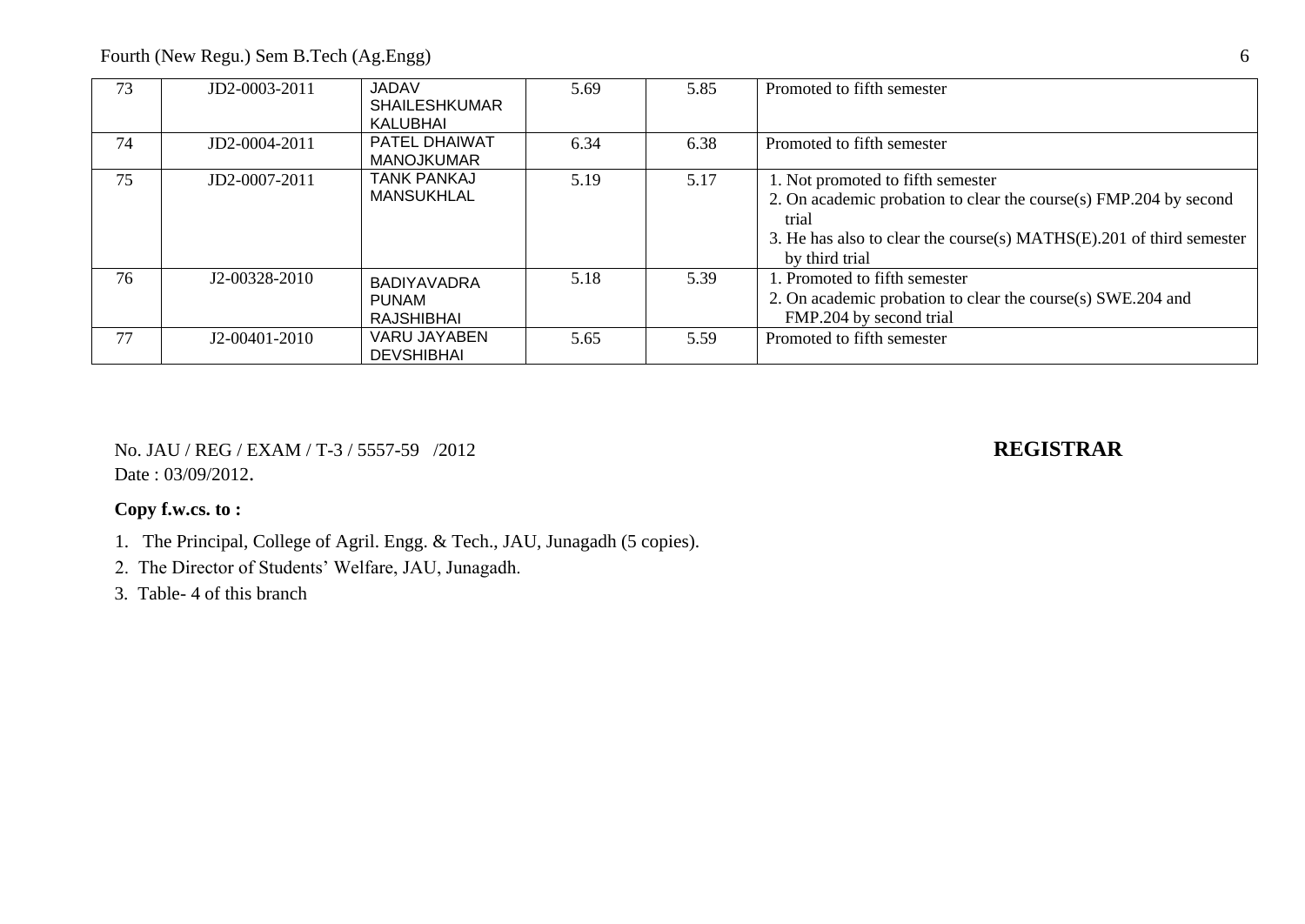| | | | | | |
|---|---|---|---|---|---|
| 73 | JD2-0003-2011 | JADAV SHAILESHKUMAR KALUBHAI | 5.69 | 5.85 | Promoted to fifth semester |
| 74 | JD2-0004-2011 | PATEL DHAIWAT MANOJKUMAR | 6.34 | 6.38 | Promoted to fifth semester |
| 75 | JD2-0007-2011 | TANK PANKAJ MANSUKHLAL | 5.19 | 5.17 | 1. Not promoted to fifth semester<br>2. On academic probation to clear the course(s) FMP.204 by second trial<br>3. He has also to clear the course(s) MATHS(E).201 of third semester by third trial |
| 76 | J2-00328-2010 | BADIYAVADRA PUNAM RAJSHIBHAI | 5.18 | 5.39 | 1. Promoted to fifth semester<br>2. On academic probation to clear the course(s) SWE.204 and FMP.204 by second trial |
| 77 | J2-00401-2010 | VARU JAYABEN DEVSHIBHAI | 5.65 | 5.59 | Promoted to fifth semester |

No. JAU / REG / EXAM / T-3 / 5557-59 /2012

Date : 03/09/2012.

**REGISTRAR**

**Copy f.w.cs. to :**

1. The Principal, College of Agril. Engg. & Tech., JAU, Junagadh (5 copies).
2. The Director of Students' Welfare, JAU, Junagadh.
3. Table- 4 of this branch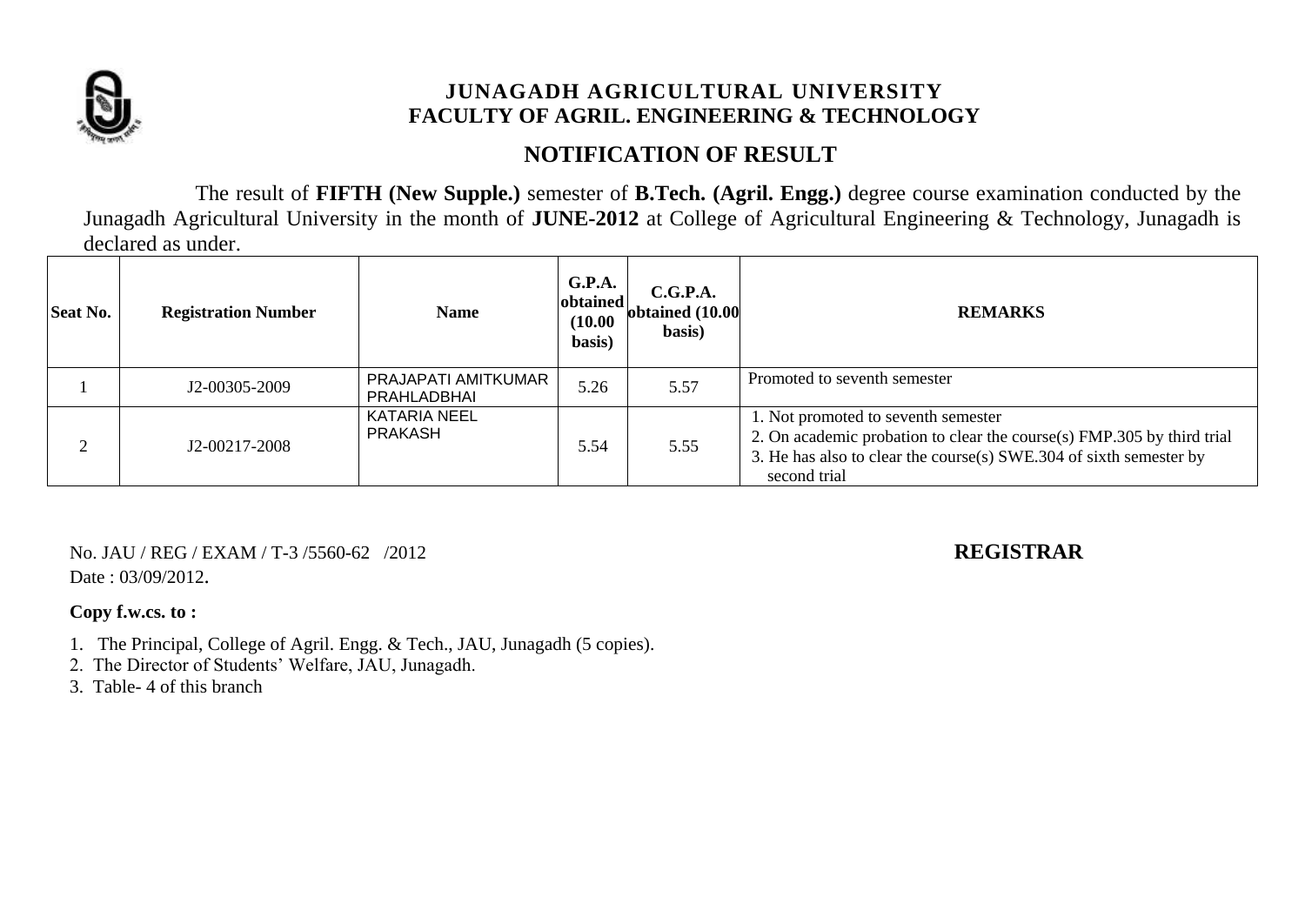# JUNAGADH AGRICULTURAL UNIVERSITY
## FACULTY OF AGRIL. ENGINEERING & TECHNOLOGY

## NOTIFICATION OF RESULT

The result of **FIFTH (New Supple.)** semester of **B.Tech. (Agril. Engg.)** degree course examination conducted by the Junagadh Agricultural University in the month of **JUNE-2012** at College of Agricultural Engineering & Technology, Junagadh is declared as under.

| Seat No. | Registration Number | Name | G.P.A. obtained (10.00 basis) | C.G.P.A. obtained (10.00 basis) | REMARKS |
|---|---|---|---|---|---|
| 1 | J2-00305-2009 | PRAJAPATI AMITKUMAR PRAHLADBHAI | 5.26 | 5.57 | Promoted to seventh semester |
| 2 | J2-00217-2008 | KATARIA NEEL PRAKASH | 5.54 | 5.55 | 1. Not promoted to seventh semester<br>2. On academic probation to clear the course(s) FMP.305 by third trial<br>3. He has also to clear the course(s) SWE.304 of sixth semester by second trial |

No. JAU / REG / EXAM / T-3 /5560-62 /2012

Date : 03/09/2012.

**REGISTRAR**

**Copy f.w.cs. to :**

1. The Principal, College of Agril. Engg. & Tech., JAU, Junagadh (5 copies).
2. The Director of Students' Welfare, JAU, Junagadh.
3. Table- 4 of this branch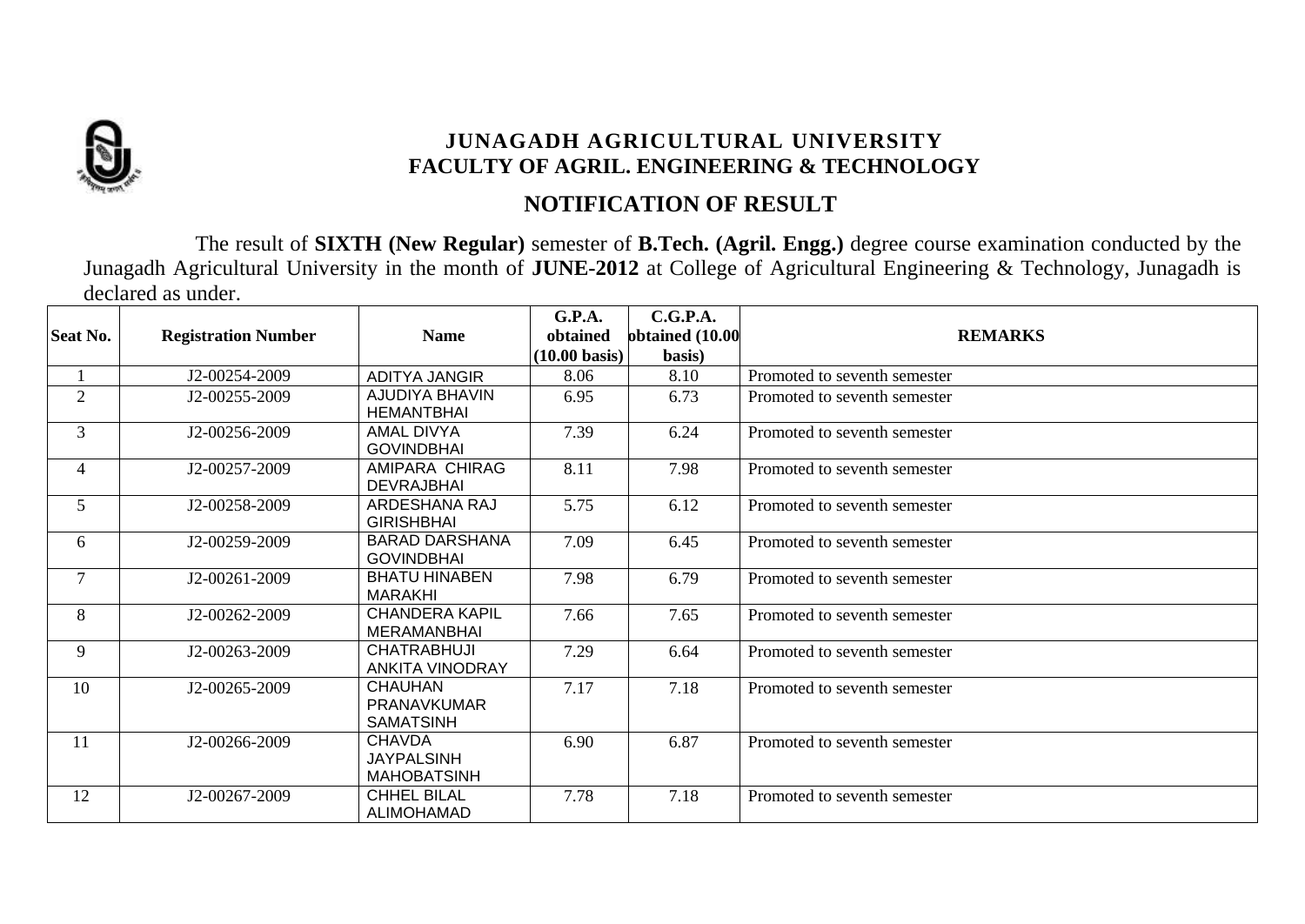# JUNAGADH AGRICULTURAL UNIVERSITY
## FACULTY OF AGRIL. ENGINEERING & TECHNOLOGY

## NOTIFICATION OF RESULT

The result of **SIXTH (New Regular)** semester of **B.Tech. (Agril. Engg.)** degree course examination conducted by the Junagadh Agricultural University in the month of **JUNE-2012** at College of Agricultural Engineering & Technology, Junagadh is declared as under.

| Seat No. | Registration Number | Name | G.P.A. obtained (10.00 basis) | C.G.P.A. obtained (10.00 basis) | REMARKS |
|---|---|---|---|---|---|
| 1 | J2-00254-2009 | ADITYA JANGIR | 8.06 | 8.10 | Promoted to seventh semester |
| 2 | J2-00255-2009 | AJUDIYA BHAVIN HEMANTBHAI | 6.95 | 6.73 | Promoted to seventh semester |
| 3 | J2-00256-2009 | AMAL DIVYA GOVINDBHAI | 7.39 | 6.24 | Promoted to seventh semester |
| 4 | J2-00257-2009 | AMIPARA CHIRAG DEVRAJBHAI | 8.11 | 7.98 | Promoted to seventh semester |
| 5 | J2-00258-2009 | ARDESHANA RAJ GIRISHBHAI | 5.75 | 6.12 | Promoted to seventh semester |
| 6 | J2-00259-2009 | BARAD DARSHANA GOVINDBHAI | 7.09 | 6.45 | Promoted to seventh semester |
| 7 | J2-00261-2009 | BHATU HINABEN MARAKHI | 7.98 | 6.79 | Promoted to seventh semester |
| 8 | J2-00262-2009 | CHANDERA KAPIL MERAMANBHAI | 7.66 | 7.65 | Promoted to seventh semester |
| 9 | J2-00263-2009 | CHATRABHUJI ANKITA VINODRAY | 7.29 | 6.64 | Promoted to seventh semester |
| 10 | J2-00265-2009 | CHAUHAN PRANAVKUMAR SAMATSINH | 7.17 | 7.18 | Promoted to seventh semester |
| 11 | J2-00266-2009 | CHAVDA JAYPALSINH MAHOBATSINH | 6.90 | 6.87 | Promoted to seventh semester |
| 12 | J2-00267-2009 | CHHEL BILAL ALIMOHAMAD | 7.78 | 7.18 | Promoted to seventh semester |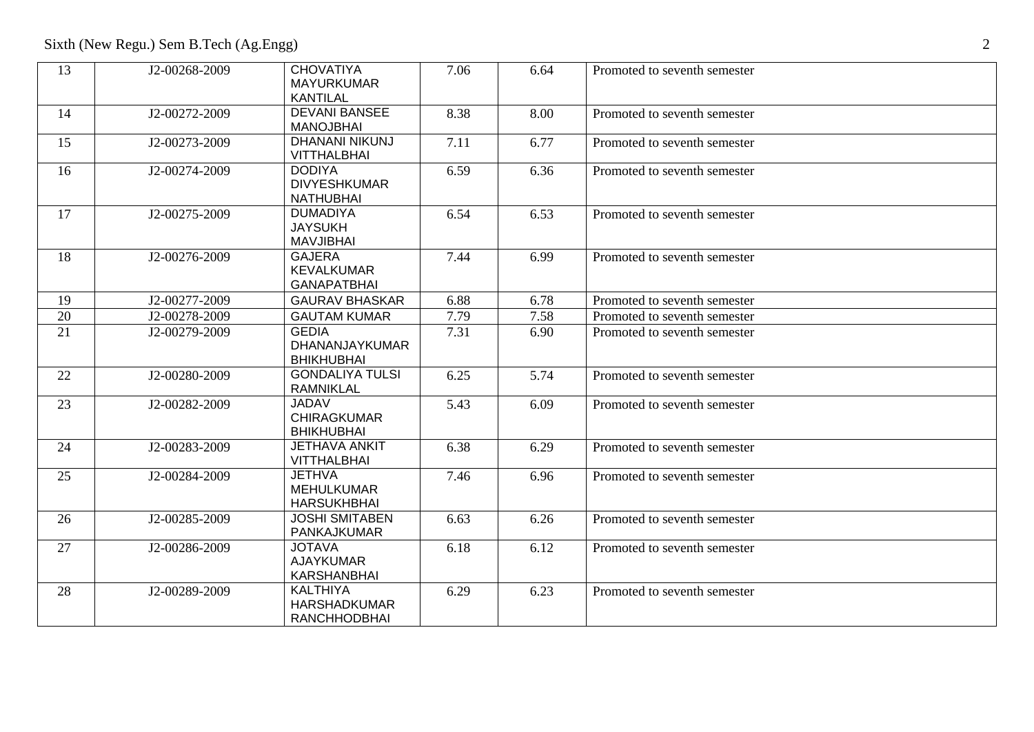| | | | | | |
|---|---|---|---|---|---|
| 13 | J2-00268-2009 | CHOVATIYA MAYURKUMAR KANTILAL | 7.06 | 6.64 | Promoted to seventh semester |
| 14 | J2-00272-2009 | DEVANI BANSEE MANOJBHAI | 8.38 | 8.00 | Promoted to seventh semester |
| 15 | J2-00273-2009 | DHANANI NIKUNJ VITTHALBHAI | 7.11 | 6.77 | Promoted to seventh semester |
| 16 | J2-00274-2009 | DODIYA DIVYESHKUMAR NATHUBHAI | 6.59 | 6.36 | Promoted to seventh semester |
| 17 | J2-00275-2009 | DUMADIYA JAYSUKH MAVJIBHAI | 6.54 | 6.53 | Promoted to seventh semester |
| 18 | J2-00276-2009 | GAJERA KEVALKUMAR GANAPATBHAI | 7.44 | 6.99 | Promoted to seventh semester |
| 19 | J2-00277-2009 | GAURAV BHASKAR | 6.88 | 6.78 | Promoted to seventh semester |
| 20 | J2-00278-2009 | GAUTAM KUMAR | 7.79 | 7.58 | Promoted to seventh semester |
| 21 | J2-00279-2009 | GEDIA DHANANJAYKUMAR BHIKHUBHAI | 7.31 | 6.90 | Promoted to seventh semester |
| 22 | J2-00280-2009 | GONDALIYA TULSI RAMNIKLAL | 6.25 | 5.74 | Promoted to seventh semester |
| 23 | J2-00282-2009 | JADAV CHIRAGKUMAR BHIKHUBHAI | 5.43 | 6.09 | Promoted to seventh semester |
| 24 | J2-00283-2009 | JETHAVA ANKIT VITTHALBHAI | 6.38 | 6.29 | Promoted to seventh semester |
| 25 | J2-00284-2009 | JETHVA MEHULKUMAR HARSUKHBHAI | 7.46 | 6.96 | Promoted to seventh semester |
| 26 | J2-00285-2009 | JOSHI SMITABEN PANKAJKUMAR | 6.63 | 6.26 | Promoted to seventh semester |
| 27 | J2-00286-2009 | JOTAVA AJAYKUMAR KARSHANBHAI | 6.18 | 6.12 | Promoted to seventh semester |
| 28 | J2-00289-2009 | KALTHIYA HARSHADKUMAR RANCHHODBHAI | 6.29 | 6.23 | Promoted to seventh semester |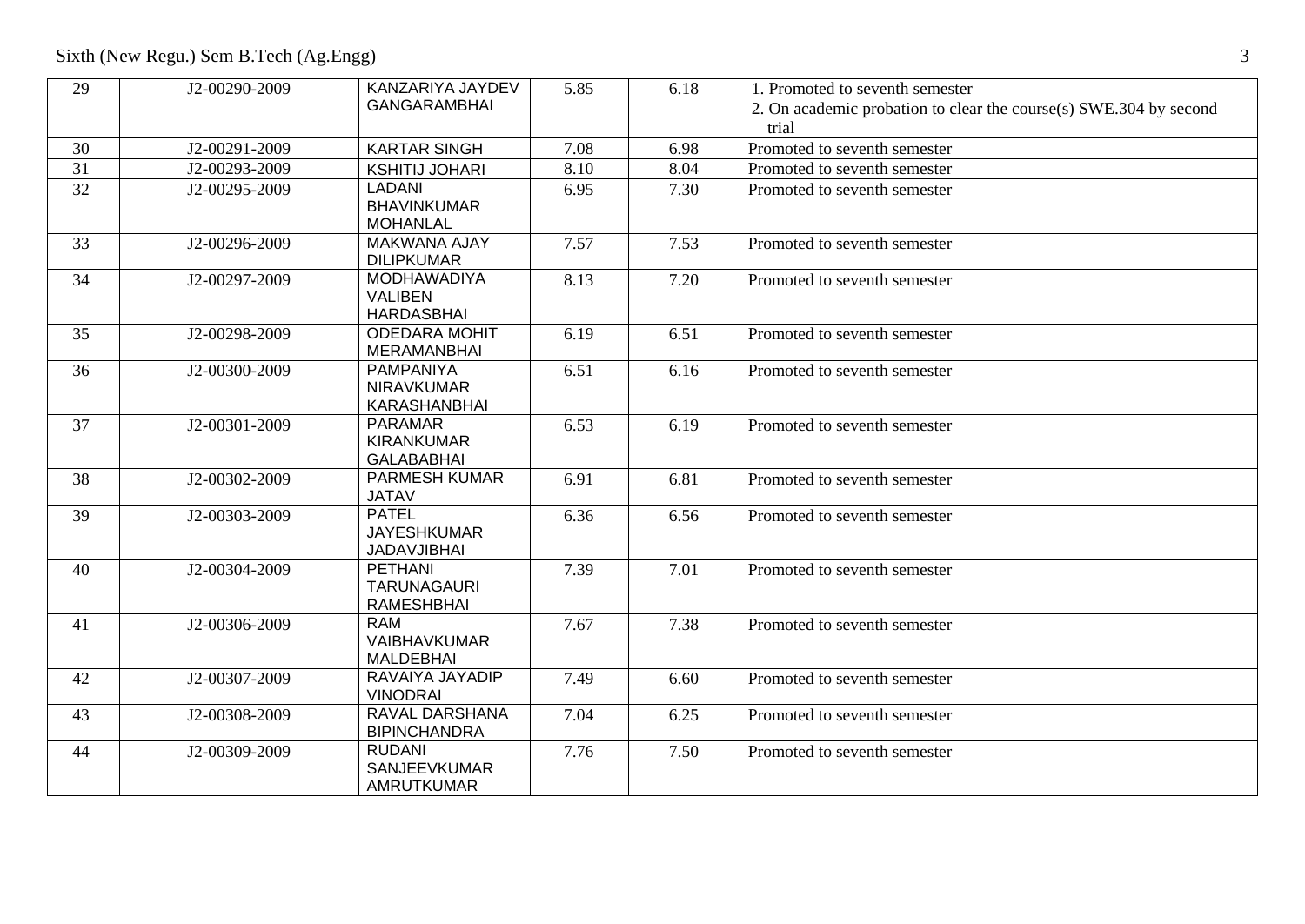| | | | | | |
|---|---|---|---|---|---|
| 29 | J2-00290-2009 | KANZARIYA JAYDEV GANGARAMBHAI | 5.85 | 6.18 | 1. Promoted to seventh semester<br>2. On academic probation to clear the course(s) SWE.304 by second trial |
| 30 | J2-00291-2009 | KARTAR SINGH | 7.08 | 6.98 | Promoted to seventh semester |
| 31 | J2-00293-2009 | KSHITIJ JOHARI | 8.10 | 8.04 | Promoted to seventh semester |
| 32 | J2-00295-2009 | LADANI BHAVINKUMAR MOHANLAL | 6.95 | 7.30 | Promoted to seventh semester |
| 33 | J2-00296-2009 | MAKWANA AJAY DILIPKUMAR | 7.57 | 7.53 | Promoted to seventh semester |
| 34 | J2-00297-2009 | MODHAWADIYA VALIBEN HARDASBHAI | 8.13 | 7.20 | Promoted to seventh semester |
| 35 | J2-00298-2009 | ODEDARA MOHIT MERAMANBHAI | 6.19 | 6.51 | Promoted to seventh semester |
| 36 | J2-00300-2009 | PAMPANIYA NIRAVKUMAR KARASHANBHAI | 6.51 | 6.16 | Promoted to seventh semester |
| 37 | J2-00301-2009 | PARAMAR KIRANKUMAR GALABABHAI | 6.53 | 6.19 | Promoted to seventh semester |
| 38 | J2-00302-2009 | PARMESH KUMAR JATAV | 6.91 | 6.81 | Promoted to seventh semester |
| 39 | J2-00303-2009 | PATEL JAYESHKUMAR JADAVJIBHAI | 6.36 | 6.56 | Promoted to seventh semester |
| 40 | J2-00304-2009 | PETHANI TARUNAGAURI RAMESHBHAI | 7.39 | 7.01 | Promoted to seventh semester |
| 41 | J2-00306-2009 | RAM VAIBHAVKUMAR MALDEBHAI | 7.67 | 7.38 | Promoted to seventh semester |
| 42 | J2-00307-2009 | RAVAIYA JAYADIP VINODRAI | 7.49 | 6.60 | Promoted to seventh semester |
| 43 | J2-00308-2009 | RAVAL DARSHANA BIPINCHANDRA | 7.04 | 6.25 | Promoted to seventh semester |
| 44 | J2-00309-2009 | RUDANI SANJEEVKUMAR AMRUTKUMAR | 7.76 | 7.50 | Promoted to seventh semester |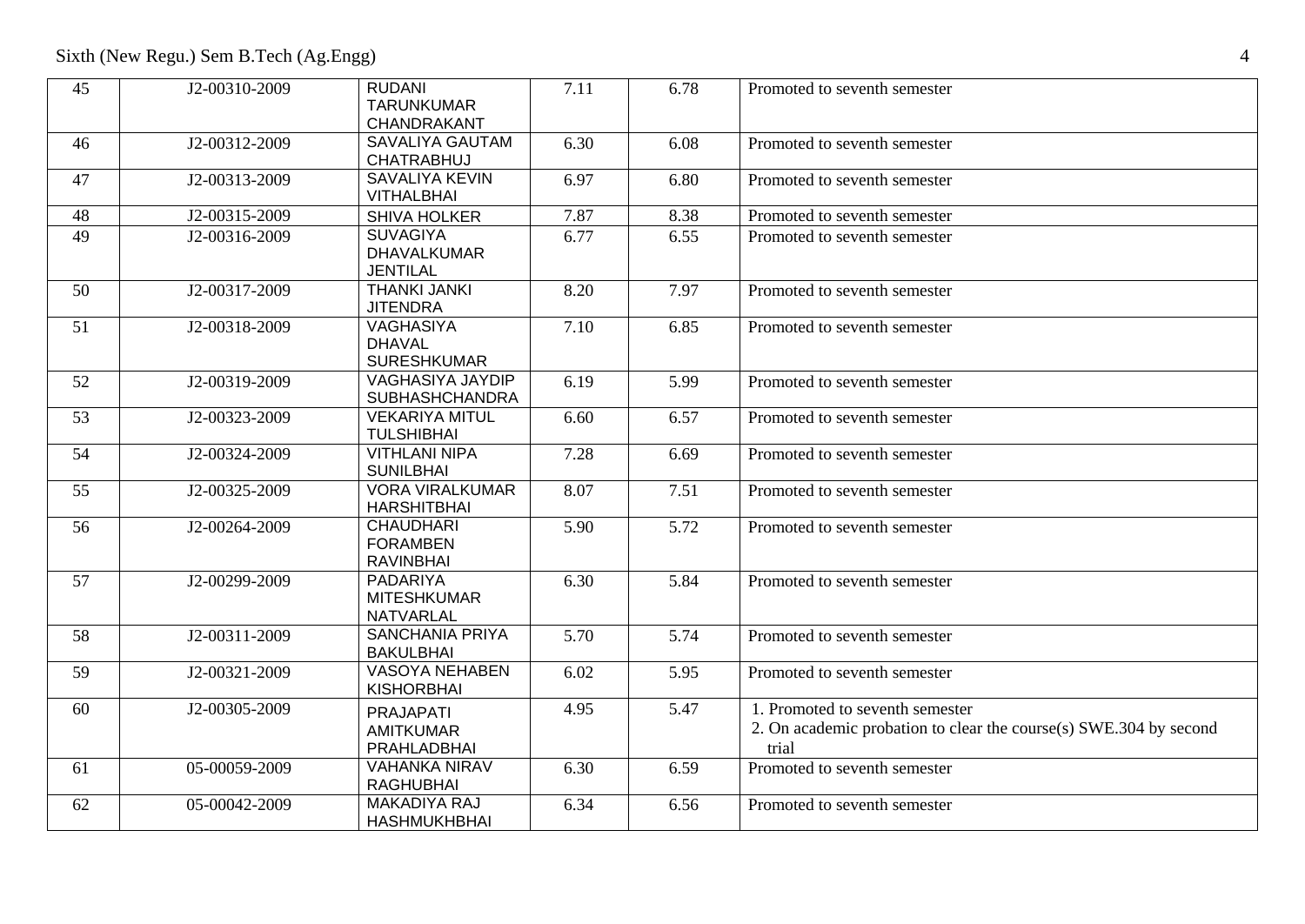| | | | | | |
|---|---|---|---|---|---|
| 45 | J2-00310-2009 | RUDANI TARUNKUMAR CHANDRAKANT | 7.11 | 6.78 | Promoted to seventh semester |
| 46 | J2-00312-2009 | SAVALIYA GAUTAM CHATRABHUJ | 6.30 | 6.08 | Promoted to seventh semester |
| 47 | J2-00313-2009 | SAVALIYA KEVIN VITHALBHAI | 6.97 | 6.80 | Promoted to seventh semester |
| 48 | J2-00315-2009 | SHIVA HOLKER | 7.87 | 8.38 | Promoted to seventh semester |
| 49 | J2-00316-2009 | SUVAGIYA DHAVALKUMAR JENTILAL | 6.77 | 6.55 | Promoted to seventh semester |
| 50 | J2-00317-2009 | THANKI JANKI JITENDRA | 8.20 | 7.97 | Promoted to seventh semester |
| 51 | J2-00318-2009 | VAGHASIYA DHAVAL SURESHKUMAR | 7.10 | 6.85 | Promoted to seventh semester |
| 52 | J2-00319-2009 | VAGHASIYA JAYDIP SUBHASHCHANDRA | 6.19 | 5.99 | Promoted to seventh semester |
| 53 | J2-00323-2009 | VEKARIYA MITUL TULSHIBHAI | 6.60 | 6.57 | Promoted to seventh semester |
| 54 | J2-00324-2009 | VITHLANI NIPA SUNILBHAI | 7.28 | 6.69 | Promoted to seventh semester |
| 55 | J2-00325-2009 | VORA VIRALKUMAR HARSHITBHAI | 8.07 | 7.51 | Promoted to seventh semester |
| 56 | J2-00264-2009 | CHAUDHARI FORAMBEN RAVINBHAI | 5.90 | 5.72 | Promoted to seventh semester |
| 57 | J2-00299-2009 | PADARIYA MITESHKUMAR NATVARLAL | 6.30 | 5.84 | Promoted to seventh semester |
| 58 | J2-00311-2009 | SANCHANIA PRIYA BAKULBHAI | 5.70 | 5.74 | Promoted to seventh semester |
| 59 | J2-00321-2009 | VASOYA NEHABEN KISHORBHAI | 6.02 | 5.95 | Promoted to seventh semester |
| 60 | J2-00305-2009 | PRAJAPATI AMITKUMAR PRAHLADBHAI | 4.95 | 5.47 | 1. Promoted to seventh semester<br>2. On academic probation to clear the course(s) SWE.304 by second trial |
| 61 | 05-00059-2009 | VAHANKA NIRAV RAGHUBHAI | 6.30 | 6.59 | Promoted to seventh semester |
| 62 | 05-00042-2009 | MAKADIYA RAJ HASHMUKHBHAI | 6.34 | 6.56 | Promoted to seventh semester |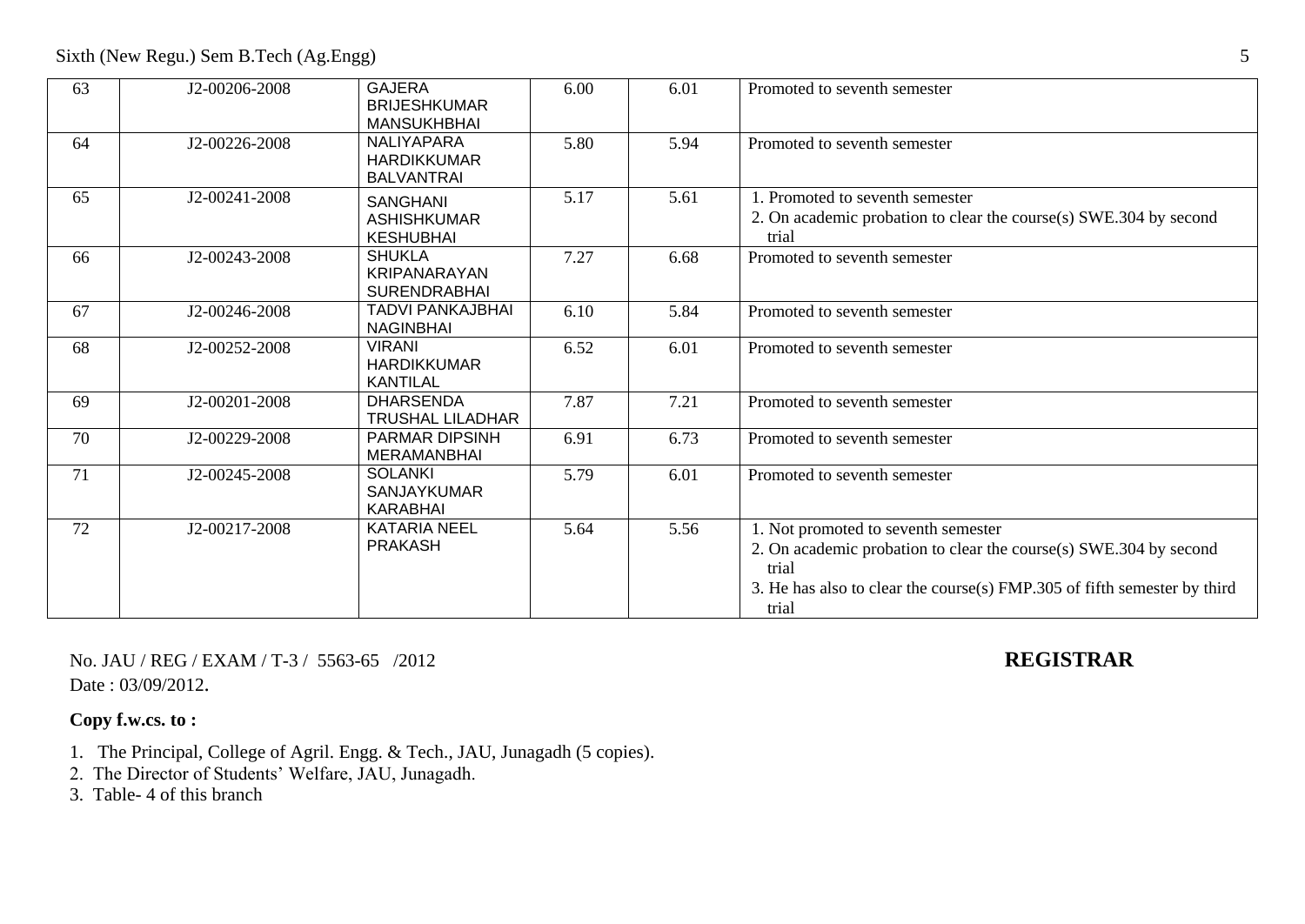| | | | | | |
|---|---|---|---|---|---|
| 63 | J2-00206-2008 | GAJERA BRIJESHKUMAR MANSUKHBHAI | 6.00 | 6.01 | Promoted to seventh semester |
| 64 | J2-00226-2008 | NALIYAPARA HARDIKKUMAR BALVANTRAI | 5.80 | 5.94 | Promoted to seventh semester |
| 65 | J2-00241-2008 | SANGHANI ASHISHKUMAR KESHUBHAI | 5.17 | 5.61 | 1. Promoted to seventh semester<br>2. On academic probation to clear the course(s) SWE.304 by second trial |
| 66 | J2-00243-2008 | SHUKLA KRIPANARAYAN SURENDRABHAI | 7.27 | 6.68 | Promoted to seventh semester |
| 67 | J2-00246-2008 | TADVI PANKAJBHAI NAGINBHAI | 6.10 | 5.84 | Promoted to seventh semester |
| 68 | J2-00252-2008 | VIRANI HARDIKKUMAR KANTILAL | 6.52 | 6.01 | Promoted to seventh semester |
| 69 | J2-00201-2008 | DHARSENDA TRUSHAL LILADHAR | 7.87 | 7.21 | Promoted to seventh semester |
| 70 | J2-00229-2008 | PARMAR DIPSINH MERAMANBHAI | 6.91 | 6.73 | Promoted to seventh semester |
| 71 | J2-00245-2008 | SOLANKI SANJAYKUMAR KARABHAI | 5.79 | 6.01 | Promoted to seventh semester |
| 72 | J2-00217-2008 | KATARIA NEEL PRAKASH | 5.64 | 5.56 | 1. Not promoted to seventh semester<br>2. On academic probation to clear the course(s) SWE.304 by second trial<br>3. He has also to clear the course(s) FMP.305 of fifth semester by third trial |

No. JAU / REG / EXAM / T-3 / 5563-65 /2012

Date : 03/09/2012.

**REGISTRAR**

**Copy f.w.cs. to :**

1. The Principal, College of Agril. Engg. & Tech., JAU, Junagadh (5 copies).
2. The Director of Students' Welfare, JAU, Junagadh.
3. Table- 4 of this branch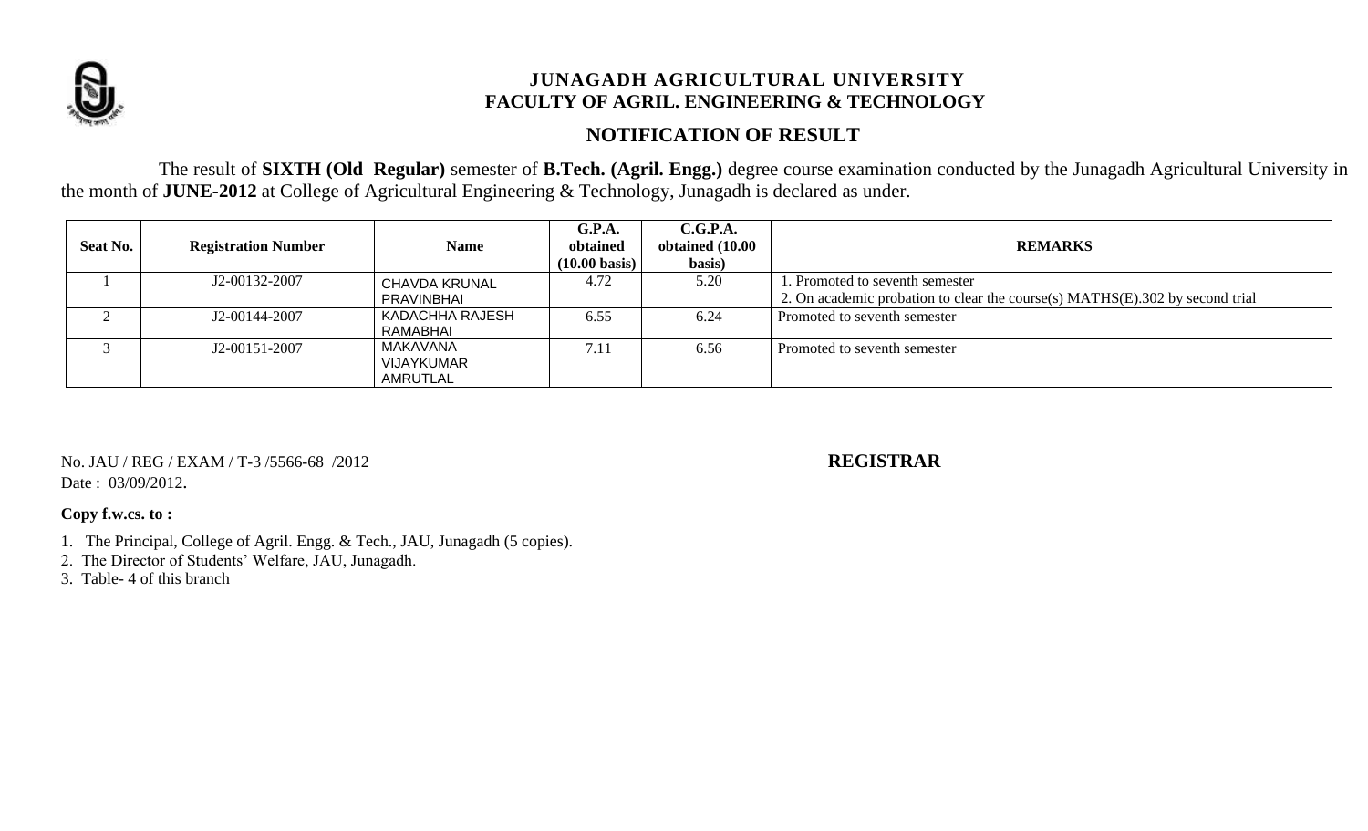# JUNAGADH AGRICULTURAL UNIVERSITY
## FACULTY OF AGRIL. ENGINEERING & TECHNOLOGY

## NOTIFICATION OF RESULT

The result of **SIXTH (Old Regular)** semester of **B.Tech. (Agril. Engg.)** degree course examination conducted by the Junagadh Agricultural University in the month of **JUNE-2012** at College of Agricultural Engineering & Technology, Junagadh is declared as under.

| Seat No. | Registration Number | Name | G.P.A. obtained (10.00 basis) | C.G.P.A. obtained (10.00 basis) | REMARKS |
|---|---|---|---|---|---|
| 1 | J2-00132-2007 | CHAVDA KRUNAL PRAVINBHAI | 4.72 | 5.20 | 1. Promoted to seventh semester<br>2. On academic probation to clear the course(s) MATHS(E).302 by second trial |
| 2 | J2-00144-2007 | KADACHHA RAJESH RAMABHAI | 6.55 | 6.24 | Promoted to seventh semester |
| 3 | J2-00151-2007 | MAKAVANA VIJAYKUMAR AMRUTLAL | 7.11 | 6.56 | Promoted to seventh semester |

No. JAU / REG / EXAM / T-3 /5566-68 /2012

Date : 03/09/2012.

**REGISTRAR**

**Copy f.w.cs. to :**

1. The Principal, College of Agril. Engg. & Tech., JAU, Junagadh (5 copies).
2. The Director of Students' Welfare, JAU, Junagadh.
3. Table- 4 of this branch